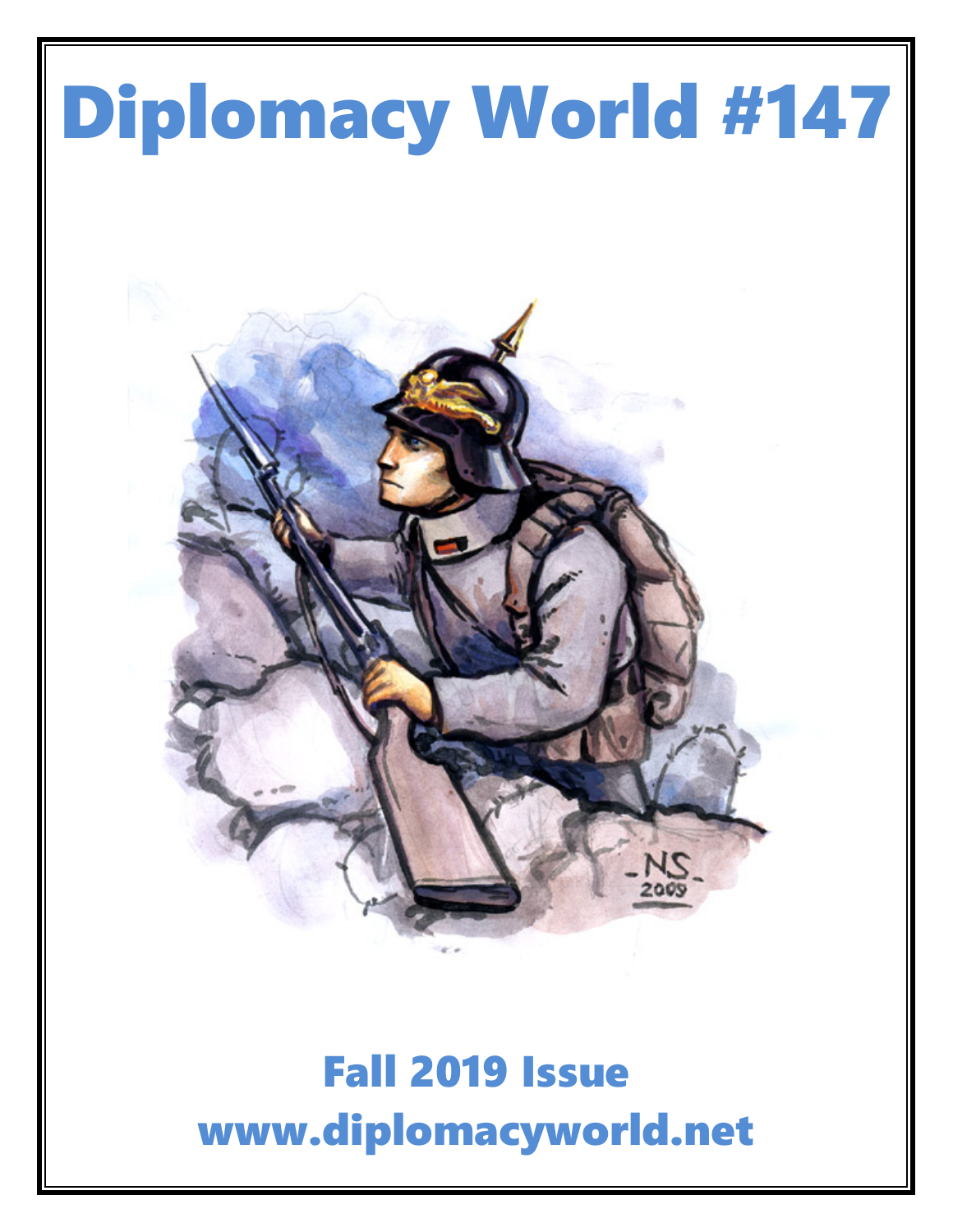# Diplomacy World #147

## Fall 2019 Issue

## www.diplomacyworld.net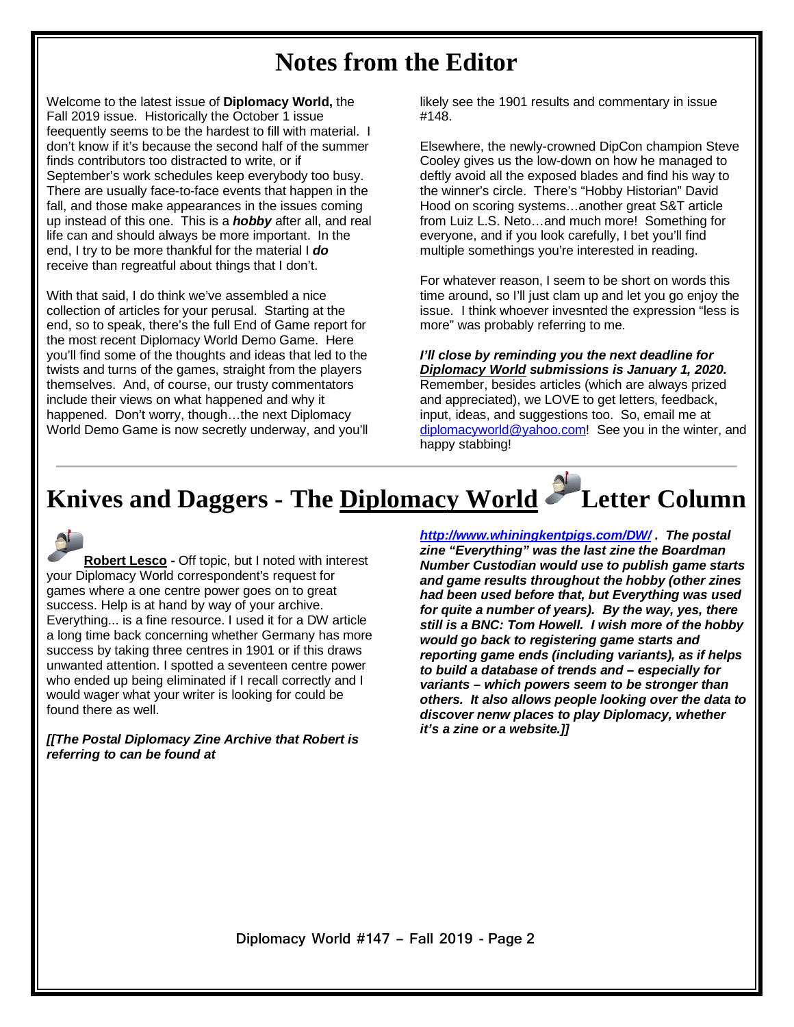# Notes from the Editor

Welcome to the latest issue of **Diplomacy World,** the Fall 2019 issue. Historically the October 1 issue feequently seems to be the hardest to fill with material. I don't know if it's because the second half of the summer finds contributors too distracted to write, or if September's work schedules keep everybody too busy. There are usually face-to-face events that happen in the fall, and those make appearances in the issues coming up instead of this one. This is a ***hobby*** after all, and real life can and should always be more important. In the end, I try to be more thankful for the material I ***do*** receive than regreatful about things that I don't.

With that said, I do think we've assembled a nice collection of articles for your perusal. Starting at the end, so to speak, there's the full End of Game report for the most recent Diplomacy World Demo Game. Here you'll find some of the thoughts and ideas that led to the twists and turns of the games, straight from the players themselves. And, of course, our trusty commentators include their views on what happened and why it happened. Don't worry, though…the next Diplomacy World Demo Game is now secretly underway, and you'll likely see the 1901 results and commentary in issue #148.

Elsewhere, the newly-crowned DipCon champion Steve Cooley gives us the low-down on how he managed to deftly avoid all the exposed blades and find his way to the winner's circle. There's "Hobby Historian" David Hood on scoring systems…another great S&T article from Luiz L.S. Neto…and much more! Something for everyone, and if you look carefully, I bet you'll find multiple somethings you're interested in reading.

For whatever reason, I seem to be short on words this time around, so I'll just clam up and let you go enjoy the issue. I think whoever invesnted the expression "less is more" was probably referring to me.

***I'll close by reminding you the next deadline for Diplomacy World submissions is January 1, 2020.*** Remember, besides articles (which are always prized and appreciated), we LOVE to get letters, feedback, input, ideas, and suggestions too. So, email me at diplomacyworld@yahoo.com! See you in the winter, and happy stabbing!

---

# Knives and Daggers - The Diplomacy World Letter Column

**Robert Lesco -** Off topic, but I noted with interest your Diplomacy World correspondent's request for games where a one centre power goes on to great success. Help is at hand by way of your archive. Everything... is a fine resource. I used it for a DW article a long time back concerning whether Germany has more success by taking three centres in 1901 or if this draws unwanted attention. I spotted a seventeen centre power who ended up being eliminated if I recall correctly and I would wager what your writer is looking for could be found there as well.

***[[The Postal Diplomacy Zine Archive that Robert is referring to can be found at http://www.whiningkentpigs.com/DW/ . The postal zine "Everything" was the last zine the Boardman Number Custodian would use to publish game starts and game results throughout the hobby (other zines had been used before that, but Everything was used for quite a number of years). By the way, yes, there still is a BNC: Tom Howell. I wish more of the hobby would go back to registering game starts and reporting game ends (including variants), as if helps to build a database of trends and – especially for variants – which powers seem to be stronger than others. It also allows people looking over the data to discover nenw places to play Diplomacy, whether it's a zine or a website.]]***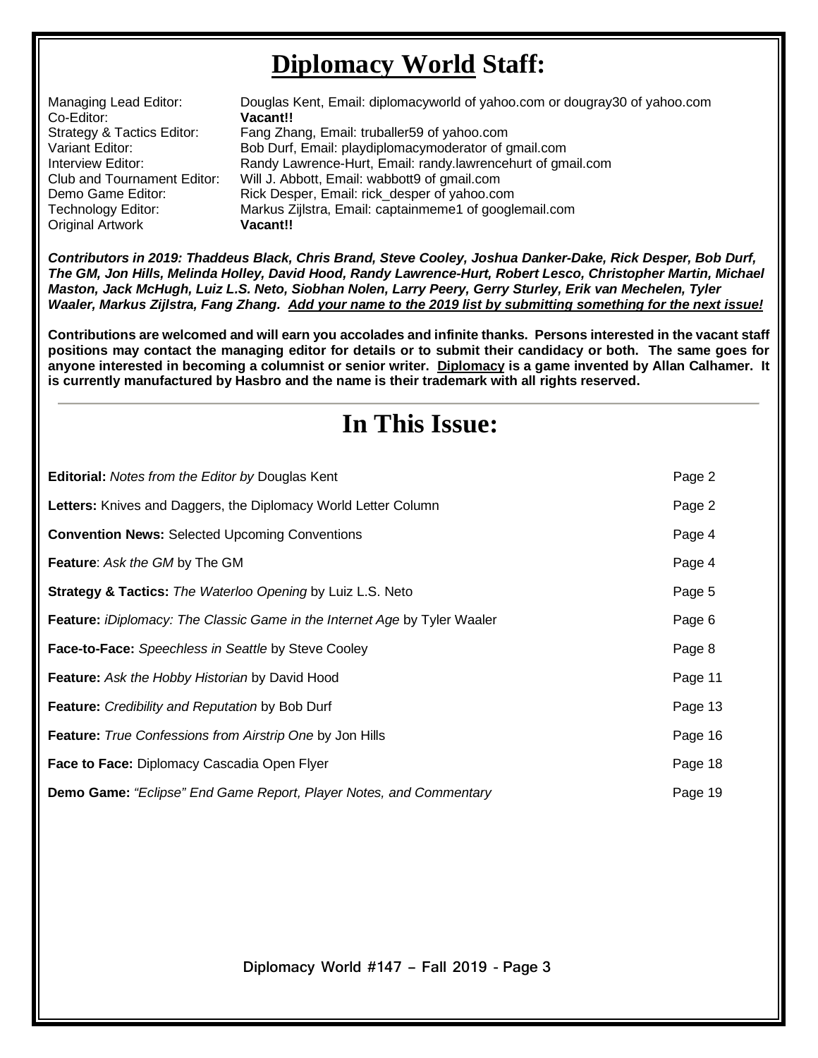# **Diplomacy World** Staff:

| | |
|---|---|
| Managing Lead Editor: | Douglas Kent, Email: diplomacyworld of yahoo.com or dougray30 of yahoo.com |
| Co-Editor: | **Vacant!!** |
| Strategy & Tactics Editor: | Fang Zhang, Email: truballer59 of yahoo.com |
| Variant Editor: | Bob Durf, Email: playdiplomacymoderator of gmail.com |
| Interview Editor: | Randy Lawrence-Hurt, Email: randy.lawrencehurt of gmail.com |
| Club and Tournament Editor: | Will J. Abbott, Email: wabbott9 of gmail.com |
| Demo Game Editor: | Rick Desper, Email: rick_desper of yahoo.com |
| Technology Editor: | Markus Zijlstra, Email: captainmeme1 of googlemail.com |
| Original Artwork | **Vacant!!** |

***Contributors in 2019: Thaddeus Black, Chris Brand, Steve Cooley, Joshua Danker-Dake, Rick Desper, Bob Durf, The GM, Jon Hills, Melinda Holley, David Hood, Randy Lawrence-Hurt, Robert Lesco, Christopher Martin, Michael Maston, Jack McHugh, Luiz L.S. Neto, Siobhan Nolen, Larry Peery, Gerry Sturley, Erik van Mechelen, Tyler Waaler, Markus Zijlstra, Fang Zhang. Add your name to the 2019 list by submitting something for the next issue!***

**Contributions are welcomed and will earn you accolades and infinite thanks. Persons interested in the vacant staff positions may contact the managing editor for details or to submit their candidacy or both. The same goes for anyone interested in becoming a columnist or senior writer. Diplomacy is a game invented by Allan Calhamer. It is currently manufactured by Hasbro and the name is their trademark with all rights reserved.**

# In This Issue:

| | |
|---|---|
| **Editorial:** *Notes from the Editor by* Douglas Kent | Page 2 |
| **Letters:** Knives and Daggers, the Diplomacy World Letter Column | Page 2 |
| **Convention News:** Selected Upcoming Conventions | Page 4 |
| **Feature**: *Ask the GM* by The GM | Page 4 |
| **Strategy & Tactics:** *The Waterloo Opening* by Luiz L.S. Neto | Page 5 |
| **Feature:** *iDiplomacy: The Classic Game in the Internet Age* by Tyler Waaler | Page 6 |
| **Face-to-Face:** *Speechless in Seattle* by Steve Cooley | Page 8 |
| **Feature:** *Ask the Hobby Historian* by David Hood | Page 11 |
| **Feature:** *Credibility and Reputation* by Bob Durf | Page 13 |
| **Feature:** *True Confessions from Airstrip One* by Jon Hills | Page 16 |
| **Face to Face:** Diplomacy Cascadia Open Flyer | Page 18 |
| **Demo Game:** *"Eclipse" End Game Report, Player Notes, and Commentary* | Page 19 |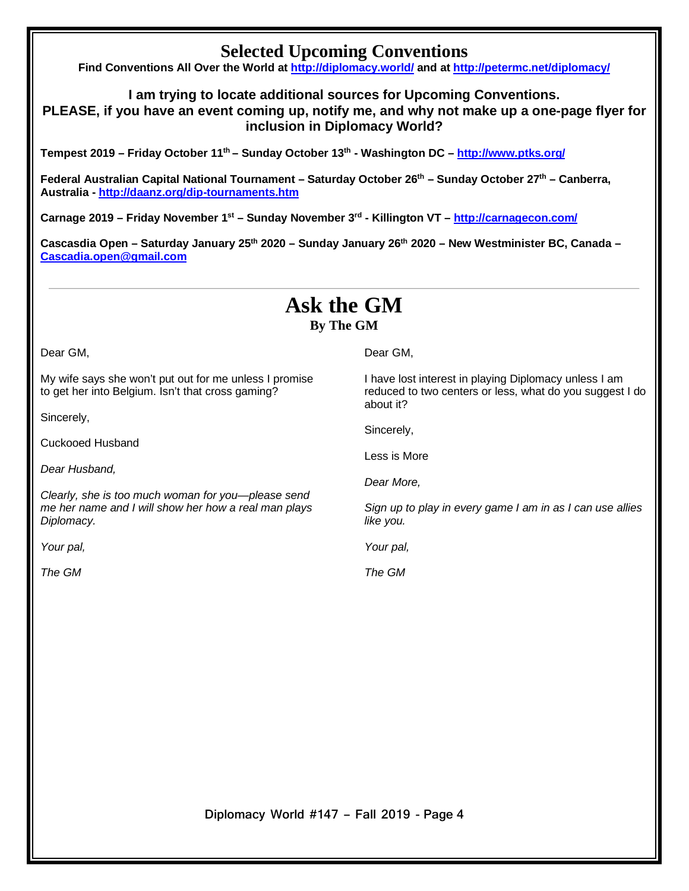# Selected Upcoming Conventions

**Find Conventions All Over the World at http://diplomacy.world/ and at http://petermc.net/diplomacy/**

**I am trying to locate additional sources for Upcoming Conventions. PLEASE, if you have an event coming up, notify me, and why not make up a one-page flyer for inclusion in Diplomacy World?**

**Tempest 2019 – Friday October 11th – Sunday October 13th - Washington DC – http://www.ptks.org/**

**Federal Australian Capital National Tournament – Saturday October 26th – Sunday October 27th – Canberra, Australia - http://daanz.org/dip-tournaments.htm**

**Carnage 2019 – Friday November 1st – Sunday November 3rd - Killington VT – http://carnagecon.com/**

**Cascasdia Open – Saturday January 25th 2020 – Sunday January 26th 2020 – New Westminister BC, Canada – Cascadia.open@gmail.com**

---

# Ask the GM

**By The GM**

Dear GM,

My wife says she won't put out for me unless I promise to get her into Belgium. Isn't that cross gaming?

Sincerely,

Cuckooed Husband

*Dear Husband,*

*Clearly, she is too much woman for you—please send me her name and I will show her how a real man plays Diplomacy.*

*Your pal,*

*The GM*

Dear GM,

I have lost interest in playing Diplomacy unless I am reduced to two centers or less, what do you suggest I do about it?

Sincerely,

Less is More

*Dear More,*

*Sign up to play in every game I am in as I can use allies like you.*

*Your pal,*

*The GM*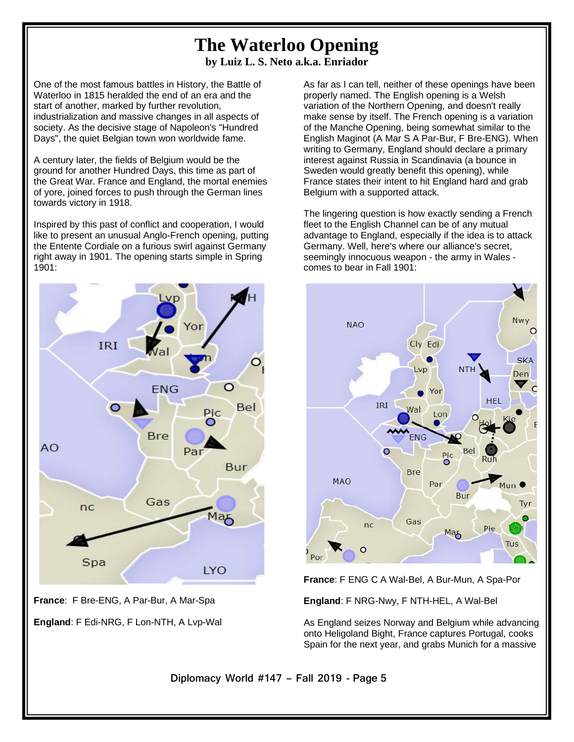# The Waterloo Opening

**by Luiz L. S. Neto a.k.a. Enriador**

One of the most famous battles in History, the Battle of Waterloo in 1815 heralded the end of an era and the start of another, marked by further revolution, industrialization and massive changes in all aspects of society. As the decisive stage of Napoleon's "Hundred Days", the quiet Belgian town won worldwide fame.

A century later, the fields of Belgium would be the ground for another Hundred Days, this time as part of the Great War. France and England, the mortal enemies of yore, joined forces to push through the German lines towards victory in 1918.

Inspired by this past of conflict and cooperation, I would like to present an unusual Anglo-French opening, putting the Entente Cordiale on a furious swirl against Germany right away in 1901. The opening starts simple in Spring 1901:

**France**: F Bre-ENG, A Par-Bur, A Mar-Spa

**England**: F Edi-NRG, F Lon-NTH, A Lvp-Wal

As far as I can tell, neither of these openings have been properly named. The English opening is a Welsh variation of the Northern Opening, and doesn't really make sense by itself. The French opening is a variation of the Manche Opening, being somewhat similar to the English Maginot (A Mar S A Par-Bur, F Bre-ENG). When writing to Germany, England should declare a primary interest against Russia in Scandinavia (a bounce in Sweden would greatly benefit this opening), while France states their intent to hit England hard and grab Belgium with a supported attack.

The lingering question is how exactly sending a French fleet to the English Channel can be of mutual advantage to England, especially if the idea is to attack Germany. Well, here's where our alliance's secret, seemingly innocuous weapon - the army in Wales - comes to bear in Fall 1901:

**France**: F ENG C A Wal-Bel, A Bur-Mun, A Spa-Por

**England**: F NRG-Nwy, F NTH-HEL, A Wal-Bel

As England seizes Norway and Belgium while advancing onto Heligoland Bight, France captures Portugal, cooks Spain for the next year, and grabs Munich for a massive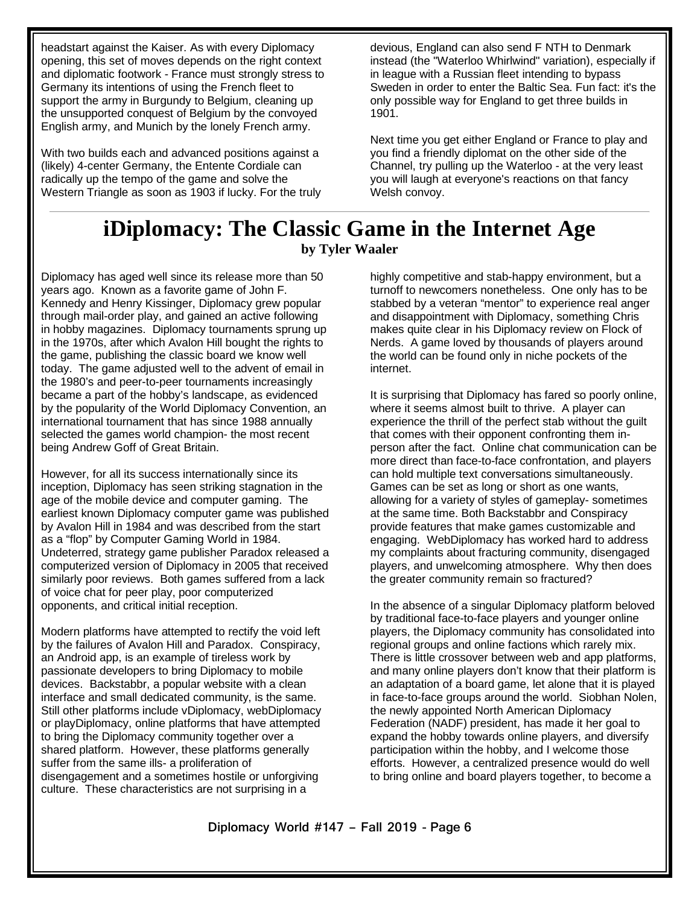headstart against the Kaiser. As with every Diplomacy opening, this set of moves depends on the right context and diplomatic footwork - France must strongly stress to Germany its intentions of using the French fleet to support the army in Burgundy to Belgium, cleaning up the unsupported conquest of Belgium by the convoyed English army, and Munich by the lonely French army.

With two builds each and advanced positions against a (likely) 4-center Germany, the Entente Cordiale can radically up the tempo of the game and solve the Western Triangle as soon as 1903 if lucky. For the truly devious, England can also send F NTH to Denmark instead (the "Waterloo Whirlwind" variation), especially if in league with a Russian fleet intending to bypass Sweden in order to enter the Baltic Sea. Fun fact: it's the only possible way for England to get three builds in 1901.

Next time you get either England or France to play and you find a friendly diplomat on the other side of the Channel, try pulling up the Waterloo - at the very least you will laugh at everyone's reactions on that fancy Welsh convoy.

# iDiplomacy: The Classic Game in the Internet Age

**by Tyler Waaler**

Diplomacy has aged well since its release more than 50 years ago. Known as a favorite game of John F. Kennedy and Henry Kissinger, Diplomacy grew popular through mail-order play, and gained an active following in hobby magazines. Diplomacy tournaments sprung up in the 1970s, after which Avalon Hill bought the rights to the game, publishing the classic board we know well today. The game adjusted well to the advent of email in the 1980's and peer-to-peer tournaments increasingly became a part of the hobby's landscape, as evidenced by the popularity of the World Diplomacy Convention, an international tournament that has since 1988 annually selected the games world champion- the most recent being Andrew Goff of Great Britain.

However, for all its success internationally since its inception, Diplomacy has seen striking stagnation in the age of the mobile device and computer gaming. The earliest known Diplomacy computer game was published by Avalon Hill in 1984 and was described from the start as a "flop" by Computer Gaming World in 1984. Undeterred, strategy game publisher Paradox released a computerized version of Diplomacy in 2005 that received similarly poor reviews. Both games suffered from a lack of voice chat for peer play, poor computerized opponents, and critical initial reception.

Modern platforms have attempted to rectify the void left by the failures of Avalon Hill and Paradox. Conspiracy, an Android app, is an example of tireless work by passionate developers to bring Diplomacy to mobile devices. Backstabbr, a popular website with a clean interface and small dedicated community, is the same. Still other platforms include vDiplomacy, webDiplomacy or playDiplomacy, online platforms that have attempted to bring the Diplomacy community together over a shared platform. However, these platforms generally suffer from the same ills- a proliferation of disengagement and a sometimes hostile or unforgiving culture. These characteristics are not surprising in a highly competitive and stab-happy environment, but a turnoff to newcomers nonetheless. One only has to be stabbed by a veteran "mentor" to experience real anger and disappointment with Diplomacy, something Chris makes quite clear in his Diplomacy review on Flock of Nerds. A game loved by thousands of players around the world can be found only in niche pockets of the internet.

It is surprising that Diplomacy has fared so poorly online, where it seems almost built to thrive. A player can experience the thrill of the perfect stab without the guilt that comes with their opponent confronting them in-person after the fact. Online chat communication can be more direct than face-to-face confrontation, and players can hold multiple text conversations simultaneously. Games can be set as long or short as one wants, allowing for a variety of styles of gameplay- sometimes at the same time. Both Backstabbr and Conspiracy provide features that make games customizable and engaging. WebDiplomacy has worked hard to address my complaints about fracturing community, disengaged players, and unwelcoming atmosphere. Why then does the greater community remain so fractured?

In the absence of a singular Diplomacy platform beloved by traditional face-to-face players and younger online players, the Diplomacy community has consolidated into regional groups and online factions which rarely mix. There is little crossover between web and app platforms, and many online players don't know that their platform is an adaptation of a board game, let alone that it is played in face-to-face groups around the world. Siobhan Nolen, the newly appointed North American Diplomacy Federation (NADF) president, has made it her goal to expand the hobby towards online players, and diversify participation within the hobby, and I welcome those efforts. However, a centralized presence would do well to bring online and board players together, to become a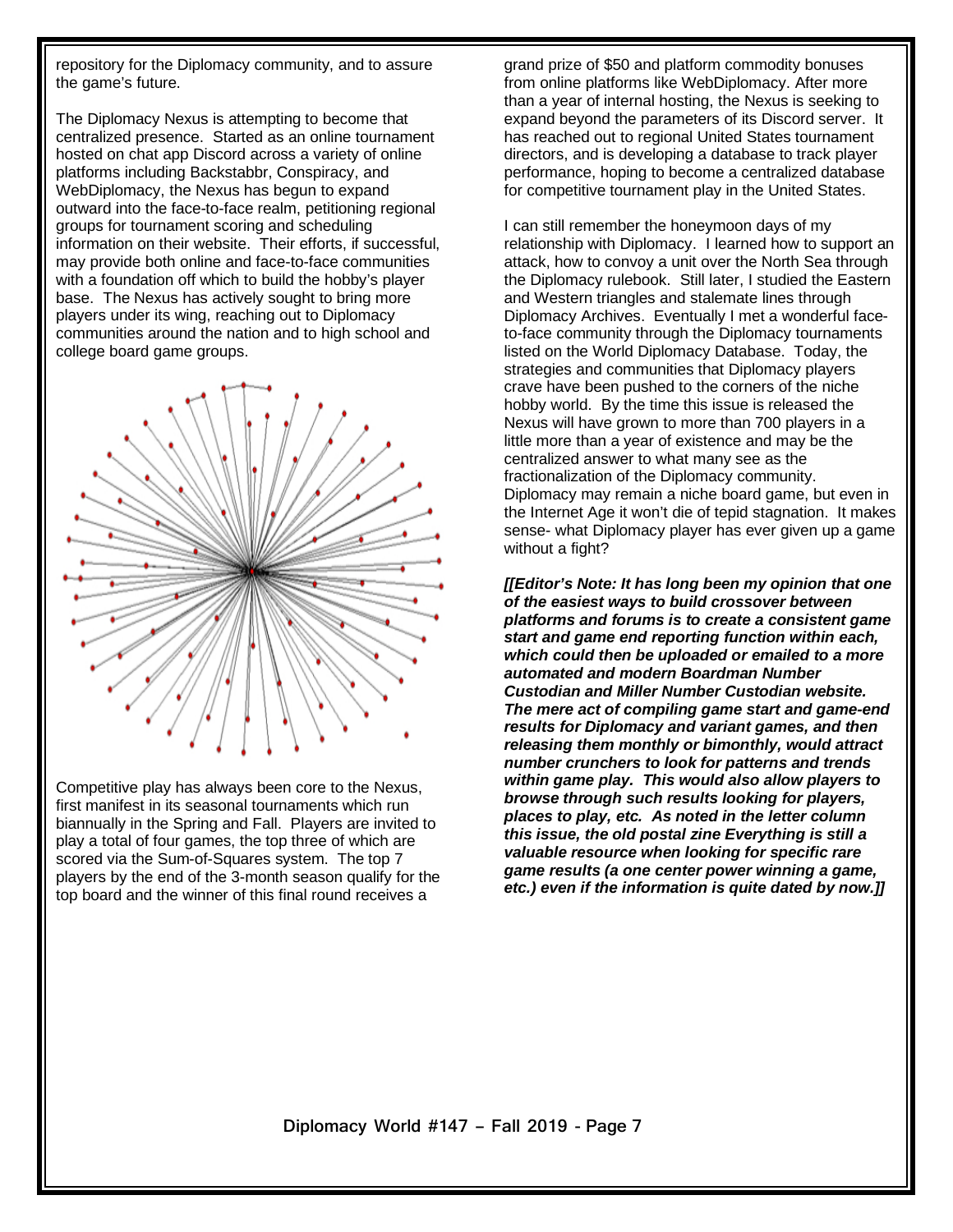repository for the Diplomacy community, and to assure the game's future.

The Diplomacy Nexus is attempting to become that centralized presence. Started as an online tournament hosted on chat app Discord across a variety of online platforms including Backstabbr, Conspiracy, and WebDiplomacy, the Nexus has begun to expand outward into the face-to-face realm, petitioning regional groups for tournament scoring and scheduling information on their website. Their efforts, if successful, may provide both online and face-to-face communities with a foundation off which to build the hobby's player base. The Nexus has actively sought to bring more players under its wing, reaching out to Diplomacy communities around the nation and to high school and college board game groups.

Competitive play has always been core to the Nexus, first manifest in its seasonal tournaments which run biannually in the Spring and Fall. Players are invited to play a total of four games, the top three of which are scored via the Sum-of-Squares system. The top 7 players by the end of the 3-month season qualify for the top board and the winner of this final round receives a grand prize of $50 and platform commodity bonuses from online platforms like WebDiplomacy. After more than a year of internal hosting, the Nexus is seeking to expand beyond the parameters of its Discord server. It has reached out to regional United States tournament directors, and is developing a database to track player performance, hoping to become a centralized database for competitive tournament play in the United States.

I can still remember the honeymoon days of my relationship with Diplomacy. I learned how to support an attack, how to convoy a unit over the North Sea through the Diplomacy rulebook. Still later, I studied the Eastern and Western triangles and stalemate lines through Diplomacy Archives. Eventually I met a wonderful face-to-face community through the Diplomacy tournaments listed on the World Diplomacy Database. Today, the strategies and communities that Diplomacy players crave have been pushed to the corners of the niche hobby world. By the time this issue is released the Nexus will have grown to more than 700 players in a little more than a year of existence and may be the centralized answer to what many see as the fractionalization of the Diplomacy community. Diplomacy may remain a niche board game, but even in the Internet Age it won't die of tepid stagnation. It makes sense- what Diplomacy player has ever given up a game without a fight?

***[[Editor's Note: It has long been my opinion that one of the easiest ways to build crossover between platforms and forums is to create a consistent game start and game end reporting function within each, which could then be uploaded or emailed to a more automated and modern Boardman Number Custodian and Miller Number Custodian website. The mere act of compiling game start and game-end results for Diplomacy and variant games, and then releasing them monthly or bimonthly, would attract number crunchers to look for patterns and trends within game play. This would also allow players to browse through such results looking for players, places to play, etc. As noted in the letter column this issue, the old postal zine Everything is still a valuable resource when looking for specific rare game results (a one center power winning a game, etc.) even if the information is quite dated by now.]]***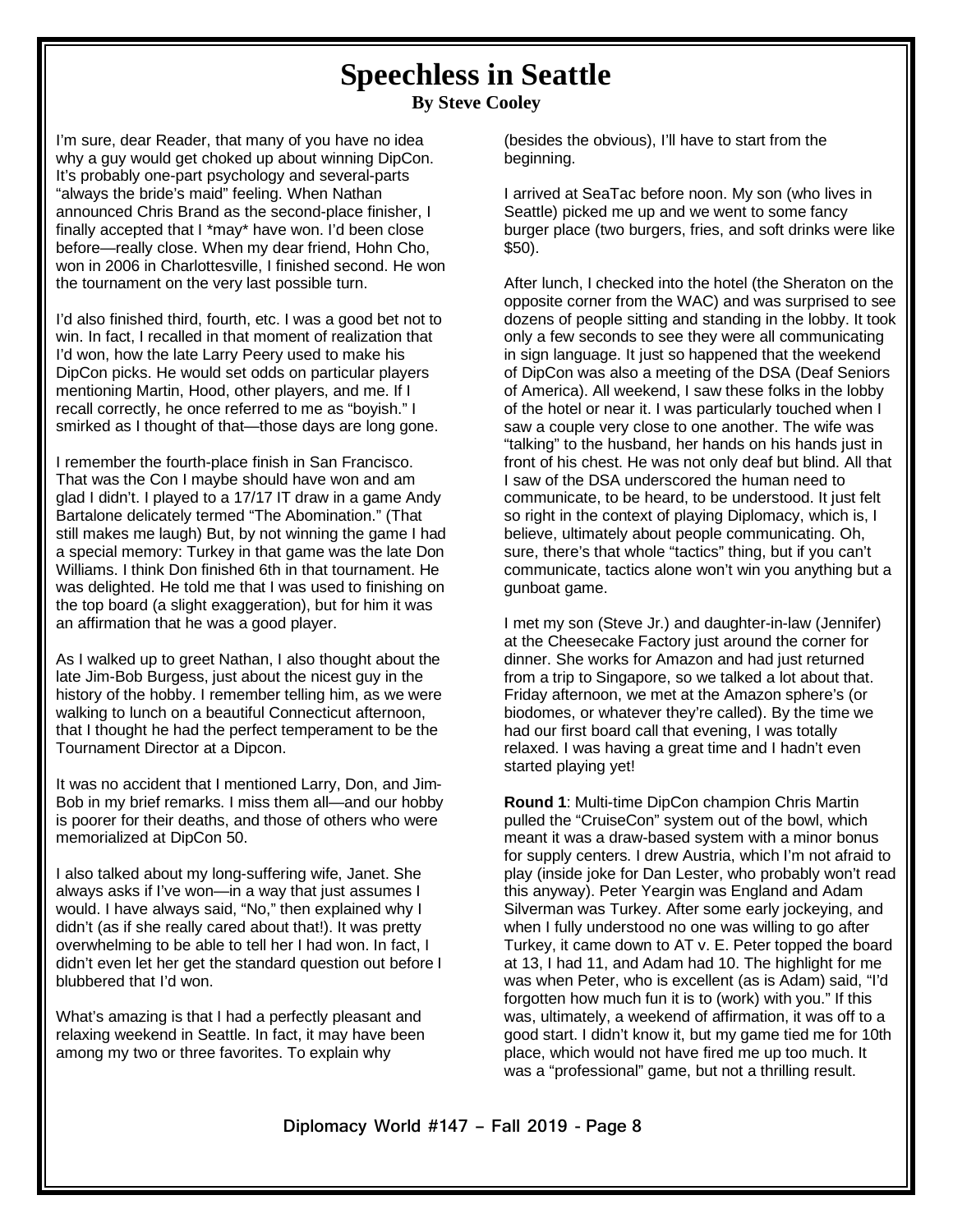# Speechless in Seattle

**By Steve Cooley**

I'm sure, dear Reader, that many of you have no idea why a guy would get choked up about winning DipCon. It's probably one-part psychology and several-parts "always the bride's maid" feeling. When Nathan announced Chris Brand as the second-place finisher, I finally accepted that I *may* have won. I'd been close before—really close. When my dear friend, Hohn Cho, won in 2006 in Charlottesville, I finished second. He won the tournament on the very last possible turn.

I'd also finished third, fourth, etc. I was a good bet not to win. In fact, I recalled in that moment of realization that I'd won, how the late Larry Peery used to make his DipCon picks. He would set odds on particular players mentioning Martin, Hood, other players, and me. If I recall correctly, he once referred to me as "boyish." I smirked as I thought of that—those days are long gone.

I remember the fourth-place finish in San Francisco. That was the Con I maybe should have won and am glad I didn't. I played to a 17/17 IT draw in a game Andy Bartalone delicately termed "The Abomination." (That still makes me laugh) But, by not winning the game I had a special memory: Turkey in that game was the late Don Williams. I think Don finished 6th in that tournament. He was delighted. He told me that I was used to finishing on the top board (a slight exaggeration), but for him it was an affirmation that he was a good player.

As I walked up to greet Nathan, I also thought about the late Jim-Bob Burgess, just about the nicest guy in the history of the hobby. I remember telling him, as we were walking to lunch on a beautiful Connecticut afternoon, that I thought he had the perfect temperament to be the Tournament Director at a Dipcon.

It was no accident that I mentioned Larry, Don, and Jim-Bob in my brief remarks. I miss them all—and our hobby is poorer for their deaths, and those of others who were memorialized at DipCon 50.

I also talked about my long-suffering wife, Janet. She always asks if I've won—in a way that just assumes I would. I have always said, "No," then explained why I didn't (as if she really cared about that!). It was pretty overwhelming to be able to tell her I had won. In fact, I didn't even let her get the standard question out before I blubbered that I'd won.

What's amazing is that I had a perfectly pleasant and relaxing weekend in Seattle. In fact, it may have been among my two or three favorites. To explain why (besides the obvious), I'll have to start from the beginning.

I arrived at SeaTac before noon. My son (who lives in Seattle) picked me up and we went to some fancy burger place (two burgers, fries, and soft drinks were like $50).

After lunch, I checked into the hotel (the Sheraton on the opposite corner from the WAC) and was surprised to see dozens of people sitting and standing in the lobby. It took only a few seconds to see they were all communicating in sign language. It just so happened that the weekend of DipCon was also a meeting of the DSA (Deaf Seniors of America). All weekend, I saw these folks in the lobby of the hotel or near it. I was particularly touched when I saw a couple very close to one another. The wife was "talking" to the husband, her hands on his hands just in front of his chest. He was not only deaf but blind. All that I saw of the DSA underscored the human need to communicate, to be heard, to be understood. It just felt so right in the context of playing Diplomacy, which is, I believe, ultimately about people communicating. Oh, sure, there's that whole "tactics" thing, but if you can't communicate, tactics alone won't win you anything but a gunboat game.

I met my son (Steve Jr.) and daughter-in-law (Jennifer) at the Cheesecake Factory just around the corner for dinner. She works for Amazon and had just returned from a trip to Singapore, so we talked a lot about that. Friday afternoon, we met at the Amazon sphere's (or biodomes, or whatever they're called). By the time we had our first board call that evening, I was totally relaxed. I was having a great time and I hadn't even started playing yet!

**Round 1**: Multi-time DipCon champion Chris Martin pulled the "CruiseCon" system out of the bowl, which meant it was a draw-based system with a minor bonus for supply centers. I drew Austria, which I'm not afraid to play (inside joke for Dan Lester, who probably won't read this anyway). Peter Yeargin was England and Adam Silverman was Turkey. After some early jockeying, and when I fully understood no one was willing to go after Turkey, it came down to AT v. E. Peter topped the board at 13, I had 11, and Adam had 10. The highlight for me was when Peter, who is excellent (as is Adam) said, "I'd forgotten how much fun it is to (work) with you." If this was, ultimately, a weekend of affirmation, it was off to a good start. I didn't know it, but my game tied me for 10th place, which would not have fired me up too much. It was a "professional" game, but not a thrilling result.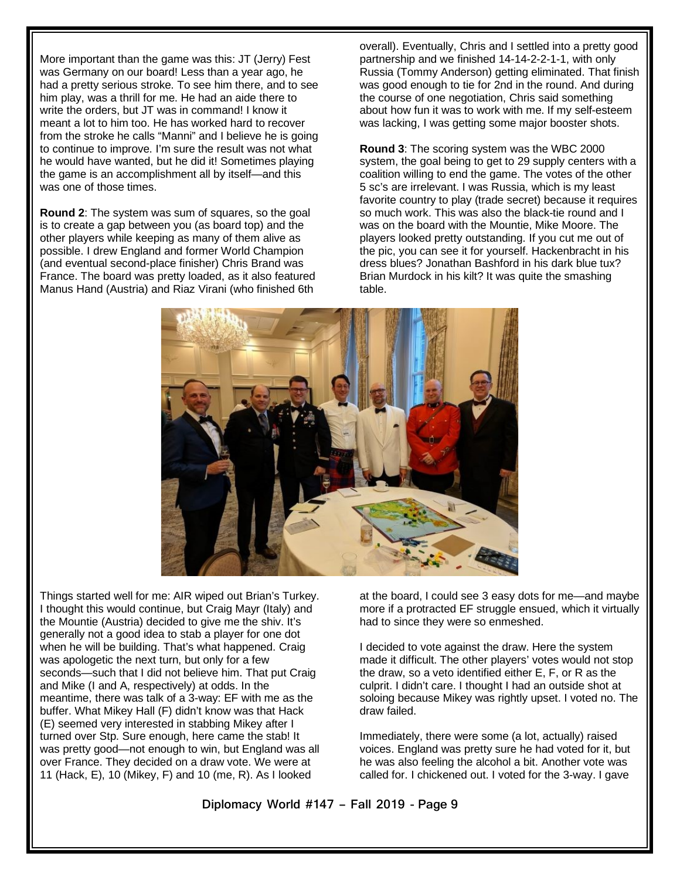More important than the game was this: JT (Jerry) Fest was Germany on our board! Less than a year ago, he had a pretty serious stroke. To see him there, and to see him play, was a thrill for me. He had an aide there to write the orders, but JT was in command! I know it meant a lot to him too. He has worked hard to recover from the stroke he calls "Manni" and I believe he is going to continue to improve. I'm sure the result was not what he would have wanted, but he did it! Sometimes playing the game is an accomplishment all by itself—and this was one of those times.

**Round 2**: The system was sum of squares, so the goal is to create a gap between you (as board top) and the other players while keeping as many of them alive as possible. I drew England and former World Champion (and eventual second-place finisher) Chris Brand was France. The board was pretty loaded, as it also featured Manus Hand (Austria) and Riaz Virani (who finished 6th overall). Eventually, Chris and I settled into a pretty good partnership and we finished 14-14-2-2-1-1, with only Russia (Tommy Anderson) getting eliminated. That finish was good enough to tie for 2nd in the round. And during the course of one negotiation, Chris said something about how fun it was to work with me. If my self-esteem was lacking, I was getting some major booster shots.

**Round 3**: The scoring system was the WBC 2000 system, the goal being to get to 29 supply centers with a coalition willing to end the game. The votes of the other 5 sc's are irrelevant. I was Russia, which is my least favorite country to play (trade secret) because it requires so much work. This was also the black-tie round and I was on the board with the Mountie, Mike Moore. The players looked pretty outstanding. If you cut me out of the pic, you can see it for yourself. Hackenbracht in his dress blues? Jonathan Bashford in his dark blue tux? Brian Murdock in his kilt? It was quite the smashing table.

Things started well for me: AIR wiped out Brian's Turkey. I thought this would continue, but Craig Mayr (Italy) and the Mountie (Austria) decided to give me the shiv. It's generally not a good idea to stab a player for one dot when he will be building. That's what happened. Craig was apologetic the next turn, but only for a few seconds—such that I did not believe him. That put Craig and Mike (I and A, respectively) at odds. In the meantime, there was talk of a 3-way: EF with me as the buffer. What Mikey Hall (F) didn't know was that Hack (E) seemed very interested in stabbing Mikey after I turned over Stp. Sure enough, here came the stab! It was pretty good—not enough to win, but England was all over France. They decided on a draw vote. We were at 11 (Hack, E), 10 (Mikey, F) and 10 (me, R). As I looked at the board, I could see 3 easy dots for me—and maybe more if a protracted EF struggle ensued, which it virtually had to since they were so enmeshed.

I decided to vote against the draw. Here the system made it difficult. The other players' votes would not stop the draw, so a veto identified either E, F, or R as the culprit. I didn't care. I thought I had an outside shot at soloing because Mikey was rightly upset. I voted no. The draw failed.

Immediately, there were some (a lot, actually) raised voices. England was pretty sure he had voted for it, but he was also feeling the alcohol a bit. Another vote was called for. I chickened out. I voted for the 3-way. I gave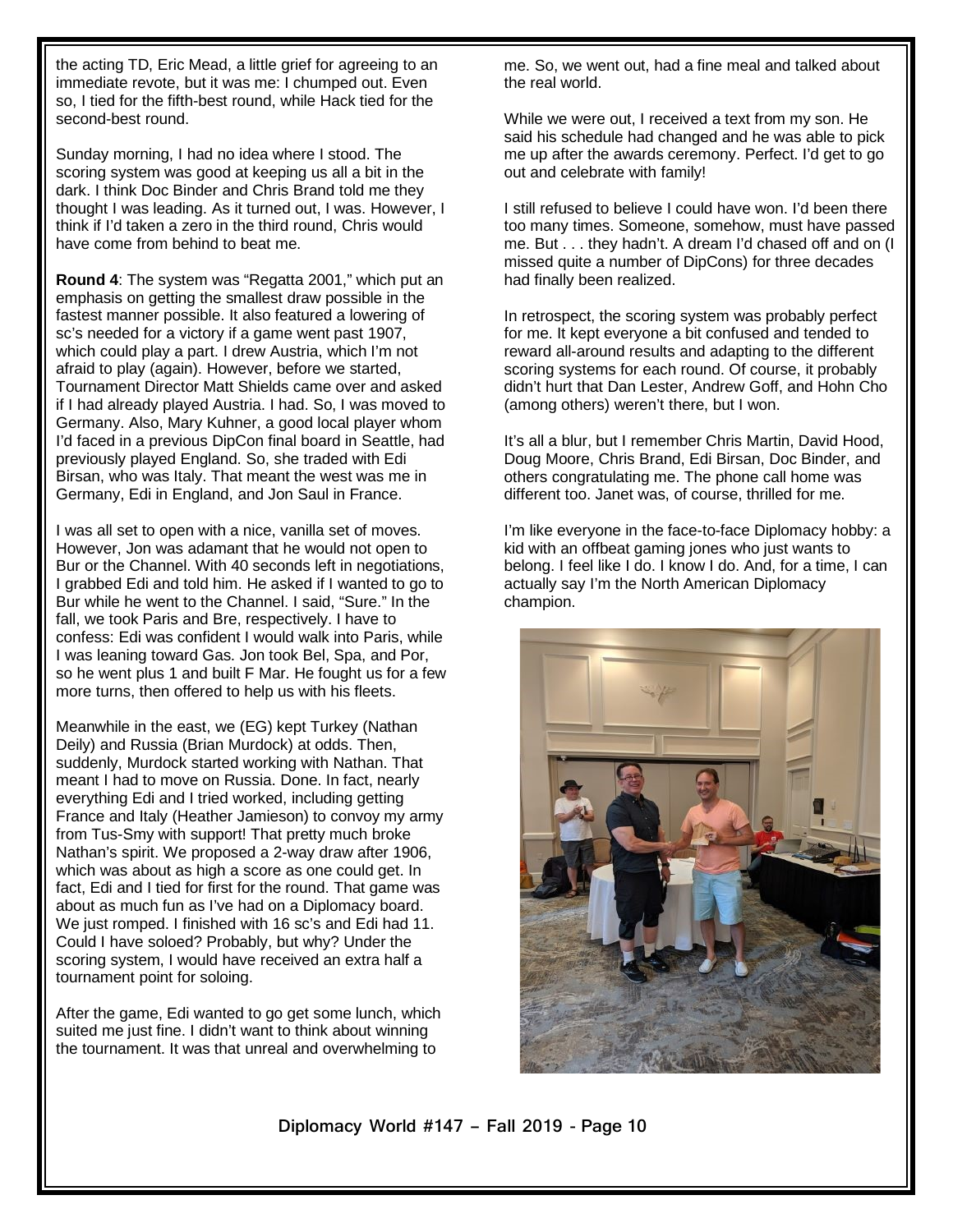the acting TD, Eric Mead, a little grief for agreeing to an immediate revote, but it was me: I chumped out. Even so, I tied for the fifth-best round, while Hack tied for the second-best round.

Sunday morning, I had no idea where I stood. The scoring system was good at keeping us all a bit in the dark. I think Doc Binder and Chris Brand told me they thought I was leading. As it turned out, I was. However, I think if I'd taken a zero in the third round, Chris would have come from behind to beat me.

**Round 4**: The system was "Regatta 2001," which put an emphasis on getting the smallest draw possible in the fastest manner possible. It also featured a lowering of sc's needed for a victory if a game went past 1907, which could play a part. I drew Austria, which I'm not afraid to play (again). However, before we started, Tournament Director Matt Shields came over and asked if I had already played Austria. I had. So, I was moved to Germany. Also, Mary Kuhner, a good local player whom I'd faced in a previous DipCon final board in Seattle, had previously played England. So, she traded with Edi Birsan, who was Italy. That meant the west was me in Germany, Edi in England, and Jon Saul in France.

I was all set to open with a nice, vanilla set of moves. However, Jon was adamant that he would not open to Bur or the Channel. With 40 seconds left in negotiations, I grabbed Edi and told him. He asked if I wanted to go to Bur while he went to the Channel. I said, "Sure." In the fall, we took Paris and Bre, respectively. I have to confess: Edi was confident I would walk into Paris, while I was leaning toward Gas. Jon took Bel, Spa, and Por, so he went plus 1 and built F Mar. He fought us for a few more turns, then offered to help us with his fleets.

Meanwhile in the east, we (EG) kept Turkey (Nathan Deily) and Russia (Brian Murdock) at odds. Then, suddenly, Murdock started working with Nathan. That meant I had to move on Russia. Done. In fact, nearly everything Edi and I tried worked, including getting France and Italy (Heather Jamieson) to convoy my army from Tus-Smy with support! That pretty much broke Nathan's spirit. We proposed a 2-way draw after 1906, which was about as high a score as one could get. In fact, Edi and I tied for first for the round. That game was about as much fun as I've had on a Diplomacy board. We just romped. I finished with 16 sc's and Edi had 11. Could I have soloed? Probably, but why? Under the scoring system, I would have received an extra half a tournament point for soloing.

After the game, Edi wanted to go get some lunch, which suited me just fine. I didn't want to think about winning the tournament. It was that unreal and overwhelming to me. So, we went out, had a fine meal and talked about the real world.

While we were out, I received a text from my son. He said his schedule had changed and he was able to pick me up after the awards ceremony. Perfect. I'd get to go out and celebrate with family!

I still refused to believe I could have won. I'd been there too many times. Someone, somehow, must have passed me. But . . . they hadn't. A dream I'd chased off and on (I missed quite a number of DipCons) for three decades had finally been realized.

In retrospect, the scoring system was probably perfect for me. It kept everyone a bit confused and tended to reward all-around results and adapting to the different scoring systems for each round. Of course, it probably didn't hurt that Dan Lester, Andrew Goff, and Hohn Cho (among others) weren't there, but I won.

It's all a blur, but I remember Chris Martin, David Hood, Doug Moore, Chris Brand, Edi Birsan, Doc Binder, and others congratulating me. The phone call home was different too. Janet was, of course, thrilled for me.

I'm like everyone in the face-to-face Diplomacy hobby: a kid with an offbeat gaming jones who just wants to belong. I feel like I do. I know I do. And, for a time, I can actually say I'm the North American Diplomacy champion.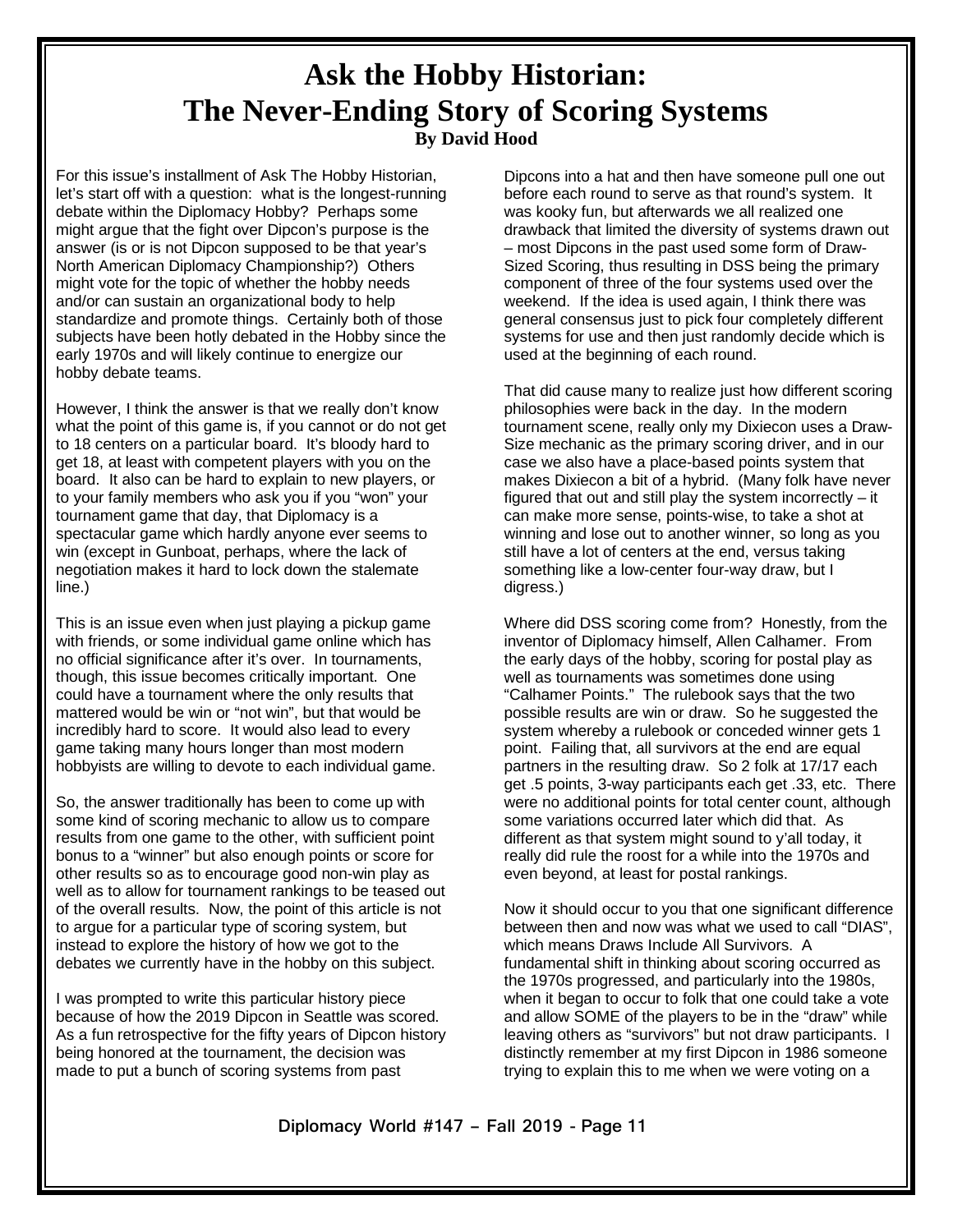# Ask the Hobby Historian: The Never-Ending Story of Scoring Systems

**By David Hood**

For this issue's installment of Ask The Hobby Historian, let's start off with a question: what is the longest-running debate within the Diplomacy Hobby? Perhaps some might argue that the fight over Dipcon's purpose is the answer (is or is not Dipcon supposed to be that year's North American Diplomacy Championship?) Others might vote for the topic of whether the hobby needs and/or can sustain an organizational body to help standardize and promote things. Certainly both of those subjects have been hotly debated in the Hobby since the early 1970s and will likely continue to energize our hobby debate teams.

However, I think the answer is that we really don't know what the point of this game is, if you cannot or do not get to 18 centers on a particular board. It's bloody hard to get 18, at least with competent players with you on the board. It also can be hard to explain to new players, or to your family members who ask you if you "won" your tournament game that day, that Diplomacy is a spectacular game which hardly anyone ever seems to win (except in Gunboat, perhaps, where the lack of negotiation makes it hard to lock down the stalemate line.)

This is an issue even when just playing a pickup game with friends, or some individual game online which has no official significance after it's over. In tournaments, though, this issue becomes critically important. One could have a tournament where the only results that mattered would be win or "not win", but that would be incredibly hard to score. It would also lead to every game taking many hours longer than most modern hobbyists are willing to devote to each individual game.

So, the answer traditionally has been to come up with some kind of scoring mechanic to allow us to compare results from one game to the other, with sufficient point bonus to a "winner" but also enough points or score for other results so as to encourage good non-win play as well as to allow for tournament rankings to be teased out of the overall results. Now, the point of this article is not to argue for a particular type of scoring system, but instead to explore the history of how we got to the debates we currently have in the hobby on this subject.

I was prompted to write this particular history piece because of how the 2019 Dipcon in Seattle was scored. As a fun retrospective for the fifty years of Dipcon history being honored at the tournament, the decision was made to put a bunch of scoring systems from past Dipcons into a hat and then have someone pull one out before each round to serve as that round's system. It was kooky fun, but afterwards we all realized one drawback that limited the diversity of systems drawn out – most Dipcons in the past used some form of Draw-Sized Scoring, thus resulting in DSS being the primary component of three of the four systems used over the weekend. If the idea is used again, I think there was general consensus just to pick four completely different systems for use and then just randomly decide which is used at the beginning of each round.

That did cause many to realize just how different scoring philosophies were back in the day. In the modern tournament scene, really only my Dixiecon uses a Draw-Size mechanic as the primary scoring driver, and in our case we also have a place-based points system that makes Dixiecon a bit of a hybrid. (Many folk have never figured that out and still play the system incorrectly – it can make more sense, points-wise, to take a shot at winning and lose out to another winner, so long as you still have a lot of centers at the end, versus taking something like a low-center four-way draw, but I digress.)

Where did DSS scoring come from? Honestly, from the inventor of Diplomacy himself, Allen Calhamer. From the early days of the hobby, scoring for postal play as well as tournaments was sometimes done using "Calhamer Points." The rulebook says that the two possible results are win or draw. So he suggested the system whereby a rulebook or conceded winner gets 1 point. Failing that, all survivors at the end are equal partners in the resulting draw. So 2 folk at 17/17 each get .5 points, 3-way participants each get .33, etc. There were no additional points for total center count, although some variations occurred later which did that. As different as that system might sound to y'all today, it really did rule the roost for a while into the 1970s and even beyond, at least for postal rankings.

Now it should occur to you that one significant difference between then and now was what we used to call "DIAS", which means Draws Include All Survivors. A fundamental shift in thinking about scoring occurred as the 1970s progressed, and particularly into the 1980s, when it began to occur to folk that one could take a vote and allow SOME of the players to be in the "draw" while leaving others as "survivors" but not draw participants. I distinctly remember at my first Dipcon in 1986 someone trying to explain this to me when we were voting on a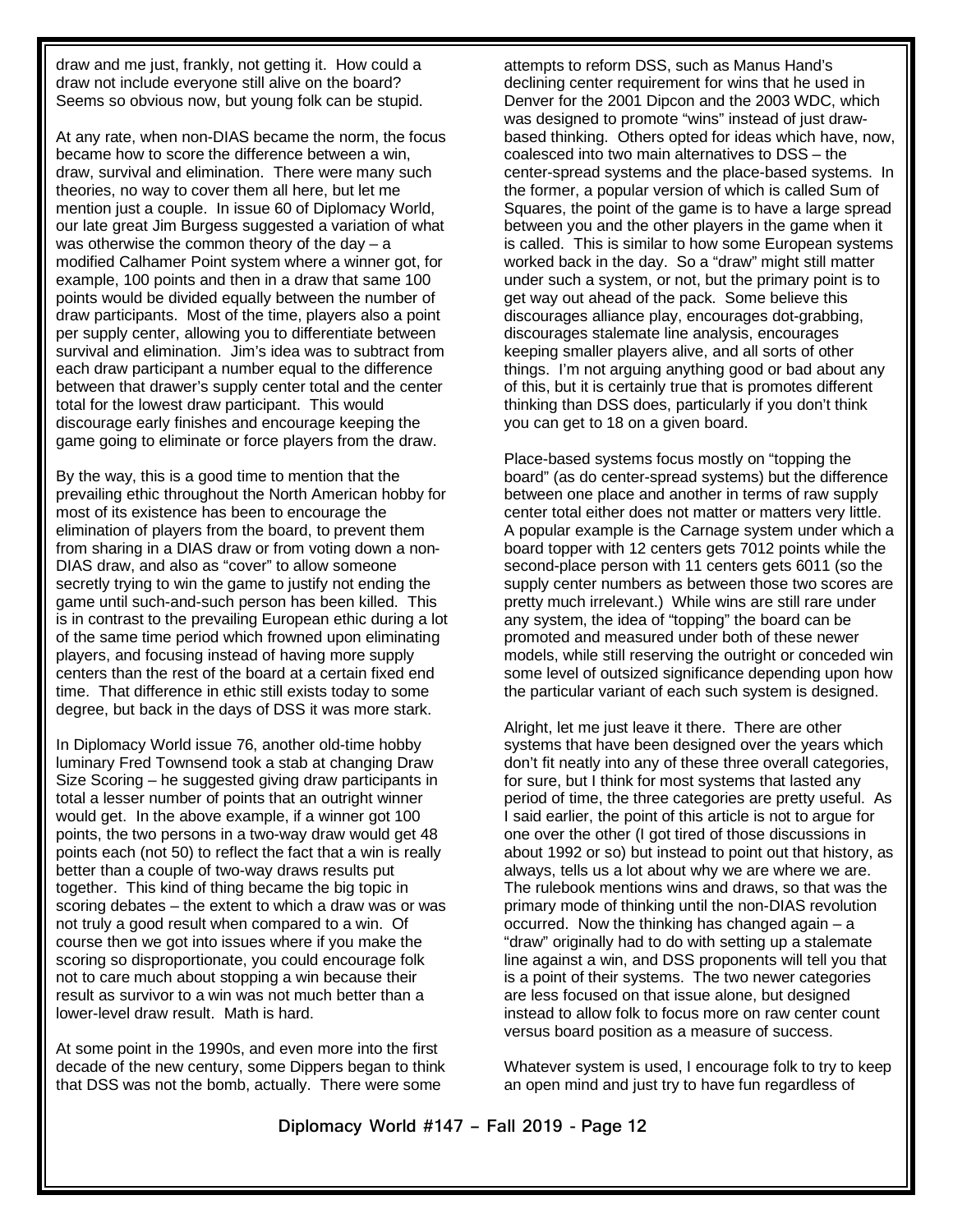draw and me just, frankly, not getting it. How could a draw not include everyone still alive on the board? Seems so obvious now, but young folk can be stupid.

At any rate, when non-DIAS became the norm, the focus became how to score the difference between a win, draw, survival and elimination. There were many such theories, no way to cover them all here, but let me mention just a couple. In issue 60 of Diplomacy World, our late great Jim Burgess suggested a variation of what was otherwise the common theory of the day – a modified Calhamer Point system where a winner got, for example, 100 points and then in a draw that same 100 points would be divided equally between the number of draw participants. Most of the time, players also a point per supply center, allowing you to differentiate between survival and elimination. Jim's idea was to subtract from each draw participant a number equal to the difference between that drawer's supply center total and the center total for the lowest draw participant. This would discourage early finishes and encourage keeping the game going to eliminate or force players from the draw.

By the way, this is a good time to mention that the prevailing ethic throughout the North American hobby for most of its existence has been to encourage the elimination of players from the board, to prevent them from sharing in a DIAS draw or from voting down a non-DIAS draw, and also as "cover" to allow someone secretly trying to win the game to justify not ending the game until such-and-such person has been killed. This is in contrast to the prevailing European ethic during a lot of the same time period which frowned upon eliminating players, and focusing instead of having more supply centers than the rest of the board at a certain fixed end time. That difference in ethic still exists today to some degree, but back in the days of DSS it was more stark.

In Diplomacy World issue 76, another old-time hobby luminary Fred Townsend took a stab at changing Draw Size Scoring – he suggested giving draw participants in total a lesser number of points that an outright winner would get. In the above example, if a winner got 100 points, the two persons in a two-way draw would get 48 points each (not 50) to reflect the fact that a win is really better than a couple of two-way draws results put together. This kind of thing became the big topic in scoring debates – the extent to which a draw was or was not truly a good result when compared to a win. Of course then we got into issues where if you make the scoring so disproportionate, you could encourage folk not to care much about stopping a win because their result as survivor to a win was not much better than a lower-level draw result. Math is hard.

At some point in the 1990s, and even more into the first decade of the new century, some Dippers began to think that DSS was not the bomb, actually. There were some attempts to reform DSS, such as Manus Hand's declining center requirement for wins that he used in Denver for the 2001 Dipcon and the 2003 WDC, which was designed to promote "wins" instead of just draw-based thinking. Others opted for ideas which have, now, coalesced into two main alternatives to DSS – the center-spread systems and the place-based systems. In the former, a popular version of which is called Sum of Squares, the point of the game is to have a large spread between you and the other players in the game when it is called. This is similar to how some European systems worked back in the day. So a "draw" might still matter under such a system, or not, but the primary point is to get way out ahead of the pack. Some believe this discourages alliance play, encourages dot-grabbing, discourages stalemate line analysis, encourages keeping smaller players alive, and all sorts of other things. I'm not arguing anything good or bad about any of this, but it is certainly true that is promotes different thinking than DSS does, particularly if you don't think you can get to 18 on a given board.

Place-based systems focus mostly on "topping the board" (as do center-spread systems) but the difference between one place and another in terms of raw supply center total either does not matter or matters very little. A popular example is the Carnage system under which a board topper with 12 centers gets 7012 points while the second-place person with 11 centers gets 6011 (so the supply center numbers as between those two scores are pretty much irrelevant.) While wins are still rare under any system, the idea of "topping" the board can be promoted and measured under both of these newer models, while still reserving the outright or conceded win some level of outsized significance depending upon how the particular variant of each such system is designed.

Alright, let me just leave it there. There are other systems that have been designed over the years which don't fit neatly into any of these three overall categories, for sure, but I think for most systems that lasted any period of time, the three categories are pretty useful. As I said earlier, the point of this article is not to argue for one over the other (I got tired of those discussions in about 1992 or so) but instead to point out that history, as always, tells us a lot about why we are where we are. The rulebook mentions wins and draws, so that was the primary mode of thinking until the non-DIAS revolution occurred. Now the thinking has changed again – a "draw" originally had to do with setting up a stalemate line against a win, and DSS proponents will tell you that is a point of their systems. The two newer categories are less focused on that issue alone, but designed instead to allow folk to focus more on raw center count versus board position as a measure of success.

Whatever system is used, I encourage folk to try to keep an open mind and just try to have fun regardless of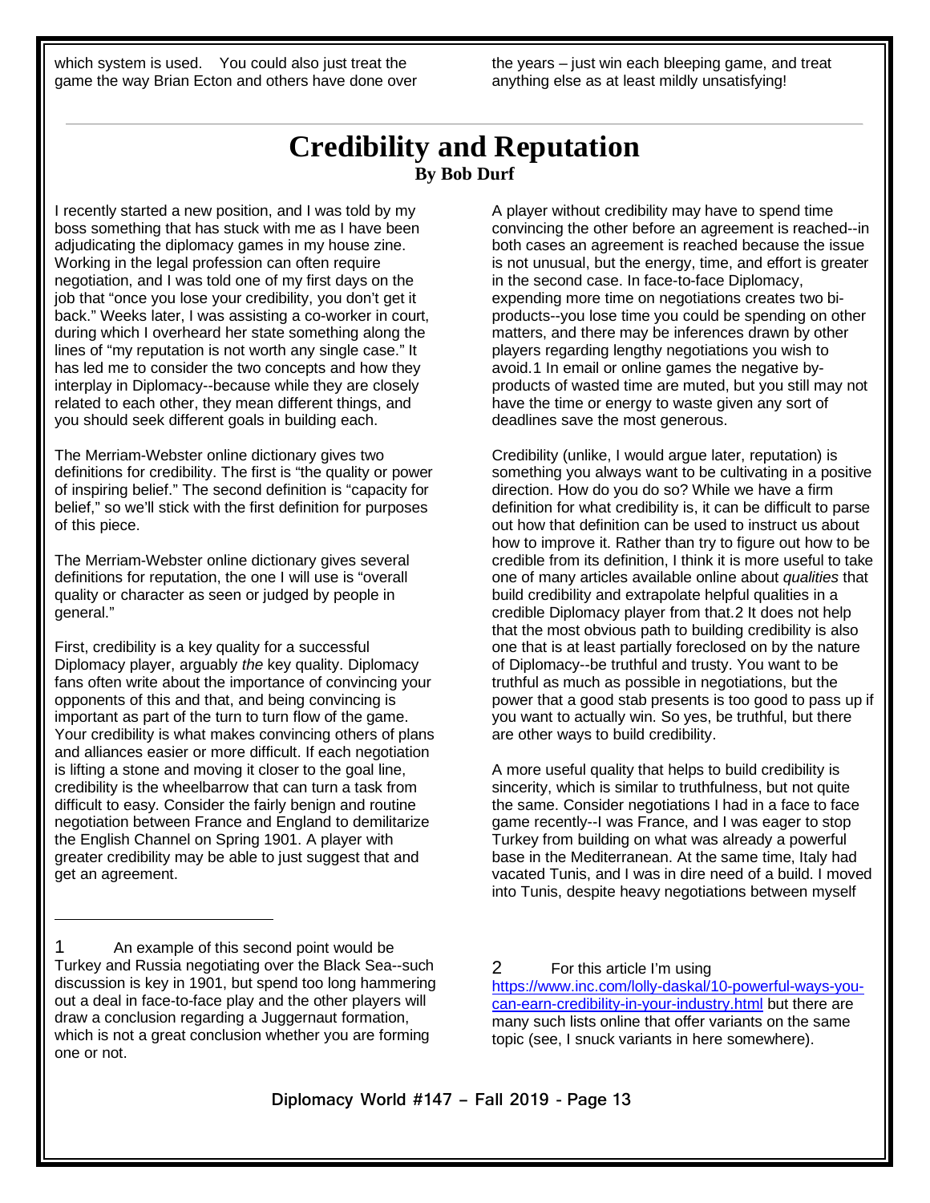which system is used. You could also just treat the game the way Brian Ecton and others have done over the years – just win each bleeping game, and treat anything else as at least mildly unsatisfying!

---

# Credibility and Reputation

**By Bob Durf**

I recently started a new position, and I was told by my boss something that has stuck with me as I have been adjudicating the diplomacy games in my house zine. Working in the legal profession can often require negotiation, and I was told one of my first days on the job that "once you lose your credibility, you don't get it back." Weeks later, I was assisting a co-worker in court, during which I overheard her state something along the lines of "my reputation is not worth any single case." It has led me to consider the two concepts and how they interplay in Diplomacy--because while they are closely related to each other, they mean different things, and you should seek different goals in building each.

The Merriam-Webster online dictionary gives two definitions for credibility. The first is "the quality or power of inspiring belief." The second definition is "capacity for belief," so we'll stick with the first definition for purposes of this piece.

The Merriam-Webster online dictionary gives several definitions for reputation, the one I will use is "overall quality or character as seen or judged by people in general."

First, credibility is a key quality for a successful Diplomacy player, arguably *the* key quality. Diplomacy fans often write about the importance of convincing your opponents of this and that, and being convincing is important as part of the turn to turn flow of the game. Your credibility is what makes convincing others of plans and alliances easier or more difficult. If each negotiation is lifting a stone and moving it closer to the goal line, credibility is the wheelbarrow that can turn a task from difficult to easy. Consider the fairly benign and routine negotiation between France and England to demilitarize the English Channel on Spring 1901. A player with greater credibility may be able to just suggest that and get an agreement.

A player without credibility may have to spend time convincing the other before an agreement is reached--in both cases an agreement is reached because the issue is not unusual, but the energy, time, and effort is greater in the second case. In face-to-face Diplomacy, expending more time on negotiations creates two bi-products--you lose time you could be spending on other matters, and there may be inferences drawn by other players regarding lengthy negotiations you wish to avoid.[1] In email or online games the negative by-products of wasted time are muted, but you still may not have the time or energy to waste given any sort of deadlines save the most generous.

Credibility (unlike, I would argue later, reputation) is something you always want to be cultivating in a positive direction. How do you do so? While we have a firm definition for what credibility is, it can be difficult to parse out how that definition can be used to instruct us about how to improve it. Rather than try to figure out how to be credible from its definition, I think it is more useful to take one of many articles available online about *qualities* that build credibility and extrapolate helpful qualities in a credible Diplomacy player from that.[2] It does not help that the most obvious path to building credibility is also one that is at least partially foreclosed on by the nature of Diplomacy--be truthful and trusty. You want to be truthful as much as possible in negotiations, but the power that a good stab presents is too good to pass up if you want to actually win. So yes, be truthful, but there are other ways to build credibility.

A more useful quality that helps to build credibility is sincerity, which is similar to truthfulness, but not quite the same. Consider negotiations I had in a face to face game recently--I was France, and I was eager to stop Turkey from building on what was already a powerful base in the Mediterranean. At the same time, Italy had vacated Tunis, and I was in dire need of a build. I moved into Tunis, despite heavy negotiations between myself

---

1 An example of this second point would be Turkey and Russia negotiating over the Black Sea--such discussion is key in 1901, but spend too long hammering out a deal in face-to-face play and the other players will draw a conclusion regarding a Juggernaut formation, which is not a great conclusion whether you are forming one or not.

2 For this article I'm using https://www.inc.com/lolly-daskal/10-powerful-ways-you-can-earn-credibility-in-your-industry.html but there are many such lists online that offer variants on the same topic (see, I snuck variants in here somewhere).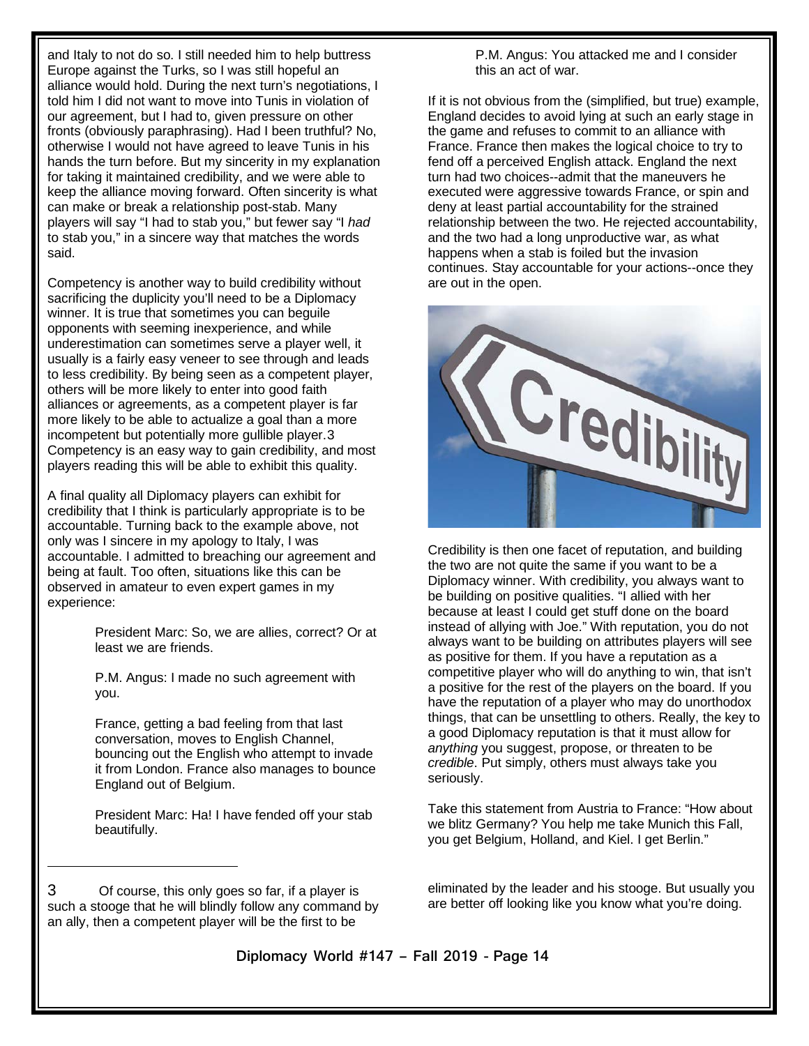and Italy to not do so. I still needed him to help buttress Europe against the Turks, so I was still hopeful an alliance would hold. During the next turn's negotiations, I told him I did not want to move into Tunis in violation of our agreement, but I had to, given pressure on other fronts (obviously paraphrasing). Had I been truthful? No, otherwise I would not have agreed to leave Tunis in his hands the turn before. But my sincerity in my explanation for taking it maintained credibility, and we were able to keep the alliance moving forward. Often sincerity is what can make or break a relationship post-stab. Many players will say "I had to stab you," but fewer say "I *had* to stab you," in a sincere way that matches the words said.

Competency is another way to build credibility without sacrificing the duplicity you'll need to be a Diplomacy winner. It is true that sometimes you can beguile opponents with seeming inexperience, and while underestimation can sometimes serve a player well, it usually is a fairly easy veneer to see through and leads to less credibility. By being seen as a competent player, others will be more likely to enter into good faith alliances or agreements, as a competent player is far more likely to be able to actualize a goal than a more incompetent but potentially more gullible player.[3] Competency is an easy way to gain credibility, and most players reading this will be able to exhibit this quality.

A final quality all Diplomacy players can exhibit for credibility that I think is particularly appropriate is to be accountable. Turning back to the example above, not only was I sincere in my apology to Italy, I was accountable. I admitted to breaching our agreement and being at fault. Too often, situations like this can be observed in amateur to even expert games in my experience:

> President Marc: So, we are allies, correct? Or at least we are friends.
>
> P.M. Angus: I made no such agreement with you.
>
> France, getting a bad feeling from that last conversation, moves to English Channel, bouncing out the English who attempt to invade it from London. France also manages to bounce England out of Belgium.
>
> President Marc: Ha! I have fended off your stab beautifully.
>
> P.M. Angus: You attacked me and I consider this an act of war.

If it is not obvious from the (simplified, but true) example, England decides to avoid lying at such an early stage in the game and refuses to commit to an alliance with France. France then makes the logical choice to try to fend off a perceived English attack. England the next turn had two choices--admit that the maneuvers he executed were aggressive towards France, or spin and deny at least partial accountability for the strained relationship between the two. He rejected accountability, and the two had a long unproductive war, as what happens when a stab is foiled but the invasion continues. Stay accountable for your actions--once they are out in the open.

Credibility is then one facet of reputation, and building the two are not quite the same if you want to be a Diplomacy winner. With credibility, you always want to be building on positive qualities. "I allied with her because at least I could get stuff done on the board instead of allying with Joe." With reputation, you do not always want to be building on attributes players will see as positive for them. If you have a reputation as a competitive player who will do anything to win, that isn't a positive for the rest of the players on the board. If you have the reputation of a player who may do unorthodox things, that can be unsettling to others. Really, the key to a good Diplomacy reputation is that it must allow for *anything* you suggest, propose, or threaten to be *credible*. Put simply, others must always take you seriously.

Take this statement from Austria to France: "How about we blitz Germany? You help me take Munich this Fall, you get Belgium, Holland, and Kiel. I get Berlin."

---

[3] Of course, this only goes so far, if a player is such a stooge that he will blindly follow any command by an ally, then a competent player will be the first to be eliminated by the leader and his stooge. But usually you are better off looking like you know what you're doing.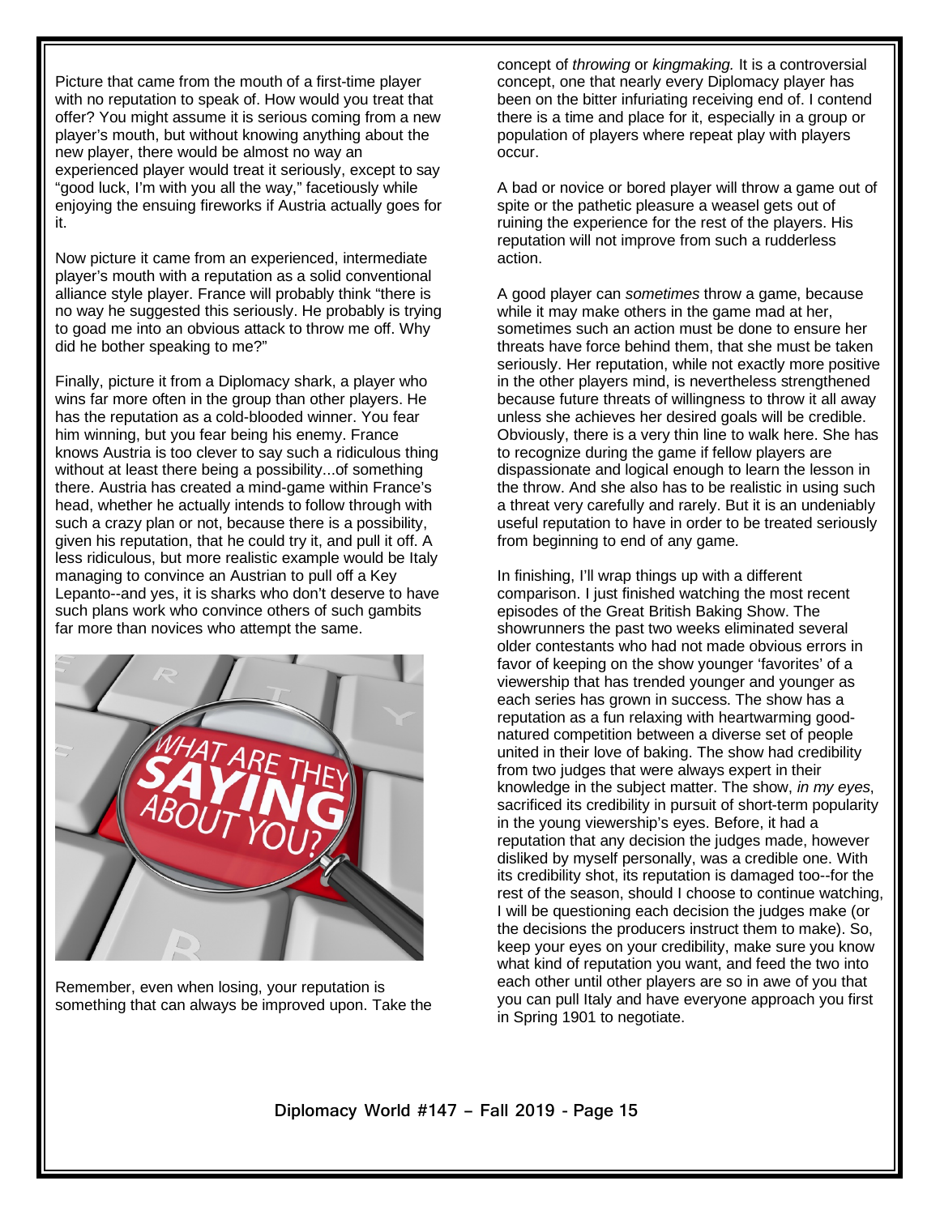Picture that came from the mouth of a first-time player with no reputation to speak of. How would you treat that offer? You might assume it is serious coming from a new player's mouth, but without knowing anything about the new player, there would be almost no way an experienced player would treat it seriously, except to say "good luck, I'm with you all the way," facetiously while enjoying the ensuing fireworks if Austria actually goes for it.

Now picture it came from an experienced, intermediate player's mouth with a reputation as a solid conventional alliance style player. France will probably think "there is no way he suggested this seriously. He probably is trying to goad me into an obvious attack to throw me off. Why did he bother speaking to me?"

Finally, picture it from a Diplomacy shark, a player who wins far more often in the group than other players. He has the reputation as a cold-blooded winner. You fear him winning, but you fear being his enemy. France knows Austria is too clever to say such a ridiculous thing without at least there being a possibility...of something there. Austria has created a mind-game within France's head, whether he actually intends to follow through with such a crazy plan or not, because there is a possibility, given his reputation, that he could try it, and pull it off. A less ridiculous, but more realistic example would be Italy managing to convince an Austrian to pull off a Key Lepanto--and yes, it is sharks who don't deserve to have such plans work who convince others of such gambits far more than novices who attempt the same.

Remember, even when losing, your reputation is something that can always be improved upon. Take the concept of *throwing* or *kingmaking.* It is a controversial concept, one that nearly every Diplomacy player has been on the bitter infuriating receiving end of. I contend there is a time and place for it, especially in a group or population of players where repeat play with players occur.

A bad or novice or bored player will throw a game out of spite or the pathetic pleasure a weasel gets out of ruining the experience for the rest of the players. His reputation will not improve from such a rudderless action.

A good player can *sometimes* throw a game, because while it may make others in the game mad at her, sometimes such an action must be done to ensure her threats have force behind them, that she must be taken seriously. Her reputation, while not exactly more positive in the other players mind, is nevertheless strengthened because future threats of willingness to throw it all away unless she achieves her desired goals will be credible. Obviously, there is a very thin line to walk here. She has to recognize during the game if fellow players are dispassionate and logical enough to learn the lesson in the throw. And she also has to be realistic in using such a threat very carefully and rarely. But it is an undeniably useful reputation to have in order to be treated seriously from beginning to end of any game.

In finishing, I'll wrap things up with a different comparison. I just finished watching the most recent episodes of the Great British Baking Show. The showrunners the past two weeks eliminated several older contestants who had not made obvious errors in favor of keeping on the show younger 'favorites' of a viewership that has trended younger and younger as each series has grown in success. The show has a reputation as a fun relaxing with heartwarming good-natured competition between a diverse set of people united in their love of baking. The show had credibility from two judges that were always expert in their knowledge in the subject matter. The show, *in my eyes*, sacrificed its credibility in pursuit of short-term popularity in the young viewership's eyes. Before, it had a reputation that any decision the judges made, however disliked by myself personally, was a credible one. With its credibility shot, its reputation is damaged too--for the rest of the season, should I choose to continue watching, I will be questioning each decision the judges make (or the decisions the producers instruct them to make). So, keep your eyes on your credibility, make sure you know what kind of reputation you want, and feed the two into each other until other players are so in awe of you that you can pull Italy and have everyone approach you first in Spring 1901 to negotiate.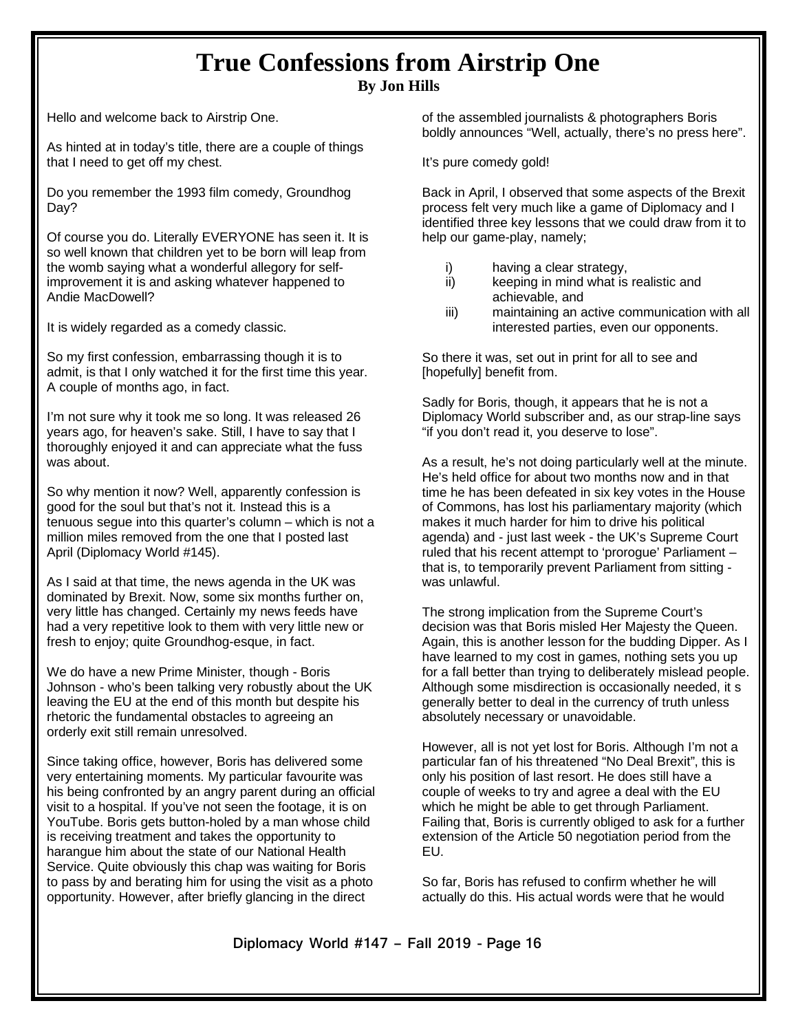# True Confessions from Airstrip One

**By Jon Hills**

Hello and welcome back to Airstrip One.

As hinted at in today's title, there are a couple of things that I need to get off my chest.

Do you remember the 1993 film comedy, Groundhog Day?

Of course you do. Literally EVERYONE has seen it. It is so well known that children yet to be born will leap from the womb saying what a wonderful allegory for self-improvement it is and asking whatever happened to Andie MacDowell?

It is widely regarded as a comedy classic.

So my first confession, embarrassing though it is to admit, is that I only watched it for the first time this year. A couple of months ago, in fact.

I'm not sure why it took me so long. It was released 26 years ago, for heaven's sake. Still, I have to say that I thoroughly enjoyed it and can appreciate what the fuss was about.

So why mention it now? Well, apparently confession is good for the soul but that's not it. Instead this is a tenuous segue into this quarter's column – which is not a million miles removed from the one that I posted last April (Diplomacy World #145).

As I said at that time, the news agenda in the UK was dominated by Brexit. Now, some six months further on, very little has changed. Certainly my news feeds have had a very repetitive look to them with very little new or fresh to enjoy; quite Groundhog-esque, in fact.

We do have a new Prime Minister, though - Boris Johnson - who's been talking very robustly about the UK leaving the EU at the end of this month but despite his rhetoric the fundamental obstacles to agreeing an orderly exit still remain unresolved.

Since taking office, however, Boris has delivered some very entertaining moments. My particular favourite was his being confronted by an angry parent during an official visit to a hospital. If you've not seen the footage, it is on YouTube. Boris gets button-holed by a man whose child is receiving treatment and takes the opportunity to harangue him about the state of our National Health Service. Quite obviously this chap was waiting for Boris to pass by and berating him for using the visit as a photo opportunity. However, after briefly glancing in the direct of the assembled journalists & photographers Boris boldly announces "Well, actually, there's no press here".

It's pure comedy gold!

Back in April, I observed that some aspects of the Brexit process felt very much like a game of Diplomacy and I identified three key lessons that we could draw from it to help our game-play, namely;

i) having a clear strategy,
ii) keeping in mind what is realistic and achievable, and
iii) maintaining an active communication with all interested parties, even our opponents.

So there it was, set out in print for all to see and [hopefully] benefit from.

Sadly for Boris, though, it appears that he is not a Diplomacy World subscriber and, as our strap-line says "if you don't read it, you deserve to lose".

As a result, he's not doing particularly well at the minute. He's held office for about two months now and in that time he has been defeated in six key votes in the House of Commons, has lost his parliamentary majority (which makes it much harder for him to drive his political agenda) and - just last week - the UK's Supreme Court ruled that his recent attempt to 'prorogue' Parliament – that is, to temporarily prevent Parliament from sitting - was unlawful.

The strong implication from the Supreme Court's decision was that Boris misled Her Majesty the Queen. Again, this is another lesson for the budding Dipper. As I have learned to my cost in games, nothing sets you up for a fall better than trying to deliberately mislead people. Although some misdirection is occasionally needed, it s generally better to deal in the currency of truth unless absolutely necessary or unavoidable.

However, all is not yet lost for Boris. Although I'm not a particular fan of his threatened "No Deal Brexit", this is only his position of last resort. He does still have a couple of weeks to try and agree a deal with the EU which he might be able to get through Parliament. Failing that, Boris is currently obliged to ask for a further extension of the Article 50 negotiation period from the EU.

So far, Boris has refused to confirm whether he will actually do this. His actual words were that he would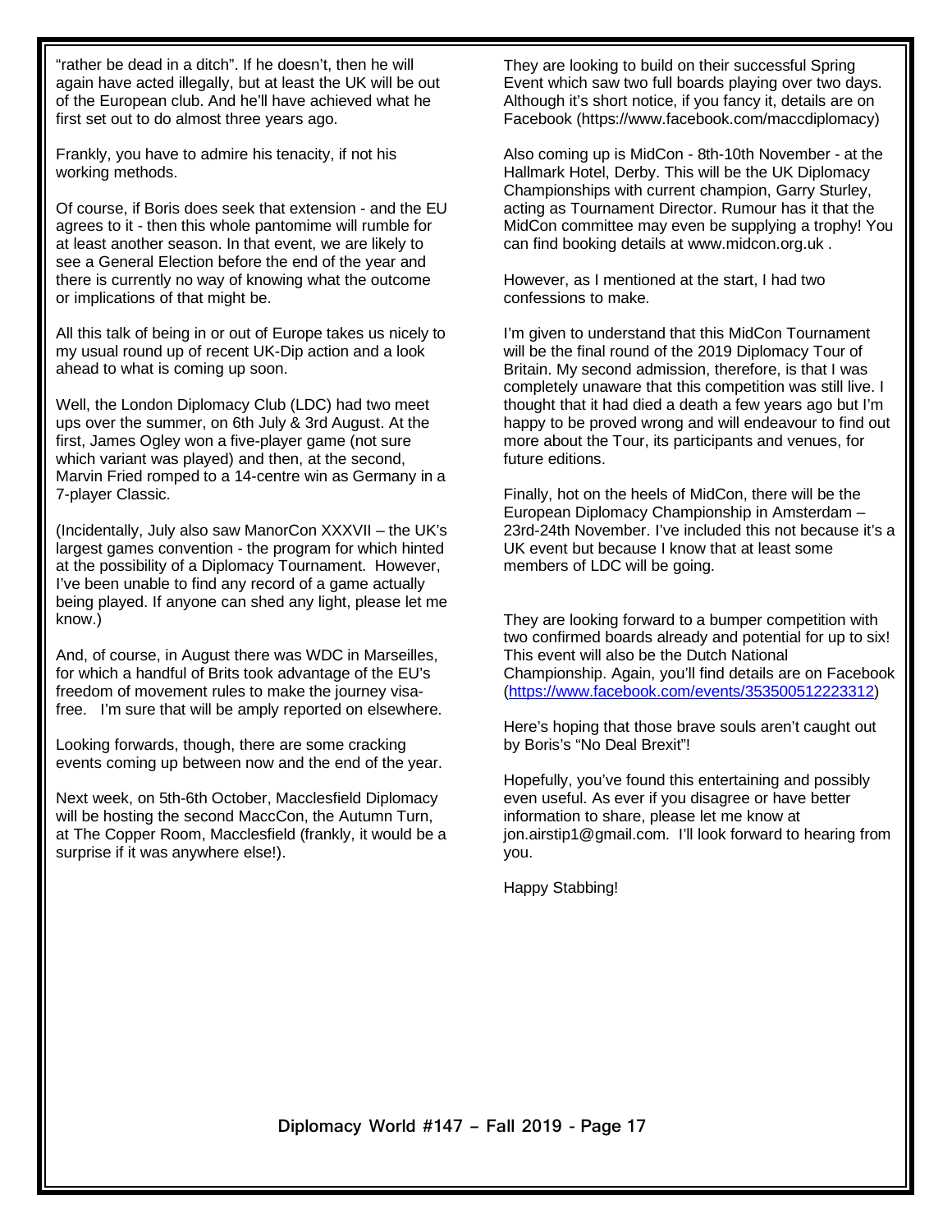"rather be dead in a ditch". If he doesn't, then he will again have acted illegally, but at least the UK will be out of the European club. And he'll have achieved what he first set out to do almost three years ago.

Frankly, you have to admire his tenacity, if not his working methods.

Of course, if Boris does seek that extension - and the EU agrees to it - then this whole pantomime will rumble for at least another season. In that event, we are likely to see a General Election before the end of the year and there is currently no way of knowing what the outcome or implications of that might be.

All this talk of being in or out of Europe takes us nicely to my usual round up of recent UK-Dip action and a look ahead to what is coming up soon.

Well, the London Diplomacy Club (LDC) had two meet ups over the summer, on 6th July & 3rd August. At the first, James Ogley won a five-player game (not sure which variant was played) and then, at the second, Marvin Fried romped to a 14-centre win as Germany in a 7-player Classic.

(Incidentally, July also saw ManorCon XXXVII – the UK's largest games convention - the program for which hinted at the possibility of a Diplomacy Tournament. However, I've been unable to find any record of a game actually being played. If anyone can shed any light, please let me know.)

And, of course, in August there was WDC in Marseilles, for which a handful of Brits took advantage of the EU's freedom of movement rules to make the journey visa-free. I'm sure that will be amply reported on elsewhere.

Looking forwards, though, there are some cracking events coming up between now and the end of the year.

Next week, on 5th-6th October, Macclesfield Diplomacy will be hosting the second MaccCon, the Autumn Turn, at The Copper Room, Macclesfield (frankly, it would be a surprise if it was anywhere else!).

They are looking to build on their successful Spring Event which saw two full boards playing over two days. Although it's short notice, if you fancy it, details are on Facebook (https://www.facebook.com/maccdiplomacy)

Also coming up is MidCon - 8th-10th November - at the Hallmark Hotel, Derby. This will be the UK Diplomacy Championships with current champion, Garry Sturley, acting as Tournament Director. Rumour has it that the MidCon committee may even be supplying a trophy! You can find booking details at www.midcon.org.uk .

However, as I mentioned at the start, I had two confessions to make.

I'm given to understand that this MidCon Tournament will be the final round of the 2019 Diplomacy Tour of Britain. My second admission, therefore, is that I was completely unaware that this competition was still live. I thought that it had died a death a few years ago but I'm happy to be proved wrong and will endeavour to find out more about the Tour, its participants and venues, for future editions.

Finally, hot on the heels of MidCon, there will be the European Diplomacy Championship in Amsterdam – 23rd-24th November. I've included this not because it's a UK event but because I know that at least some members of LDC will be going.

They are looking forward to a bumper competition with two confirmed boards already and potential for up to six! This event will also be the Dutch National Championship. Again, you'll find details are on Facebook (https://www.facebook.com/events/353500512223312)

Here's hoping that those brave souls aren't caught out by Boris's "No Deal Brexit"!

Hopefully, you've found this entertaining and possibly even useful. As ever if you disagree or have better information to share, please let me know at jon.airstip1@gmail.com. I'll look forward to hearing from you.

Happy Stabbing!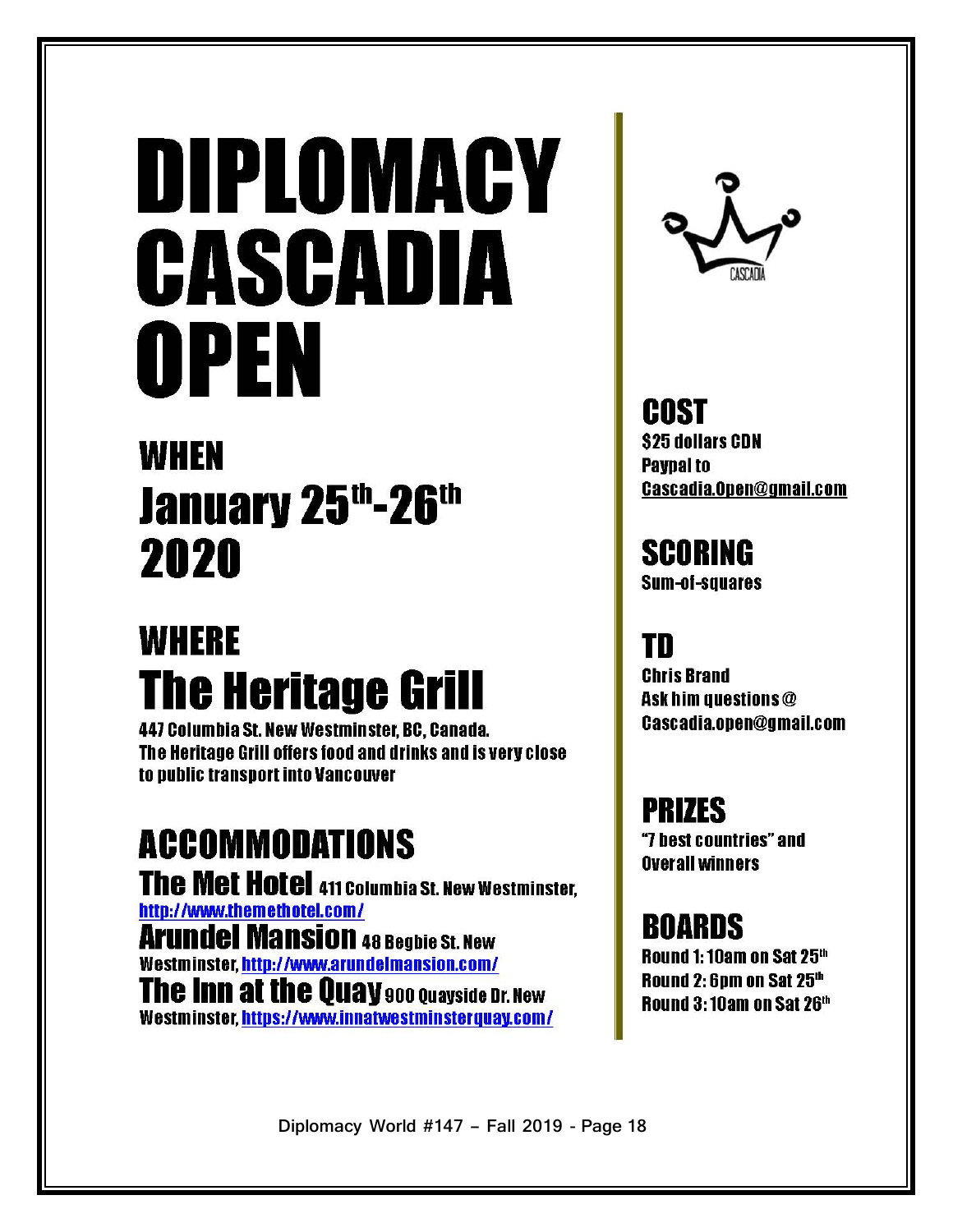# DIPLOMACY CASCADIA OPEN

## WHEN

## January 25th-26th 2020

## WHERE

## The Heritage Grill

447 Columbia St. New Westminster, BC, Canada.
The Heritage Grill offers food and drinks and is very close to public transport into Vancouver

## ACCOMMODATIONS

**The Met Hotel** 411 Columbia St. New Westminster, http://www.themethotel.com/

**Arundel Mansion** 48 Begbie St. New Westminster, http://www.arundelmansion.com/

**The Inn at the Quay** 900 Quayside Dr. New Westminster, https://www.innatwestminsterquay.com/

CASCADIA

## COST

$25 dollars CDN
Paypal to
Cascadia.Open@gmail.com

## SCORING

Sum-of-squares

## TD

Chris Brand
Ask him questions @
Cascadia.open@gmail.com

## PRIZES

"7 best countries" and Overall winners

## BOARDS

Round 1: 10am on Sat 25th
Round 2: 6pm on Sat 25th
Round 3: 10am on Sat 26th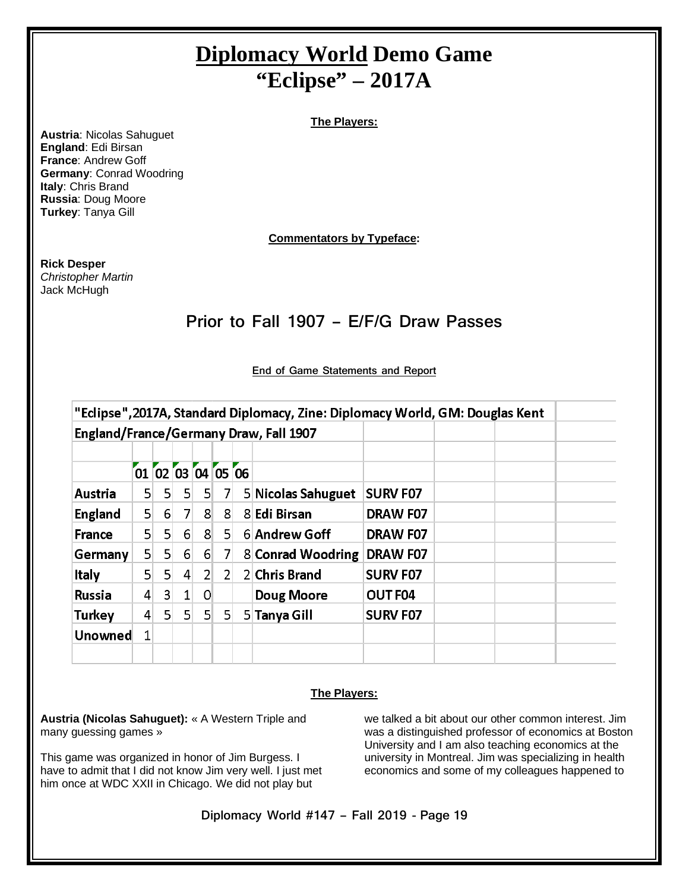# Diplomacy World Demo Game
# "Eclipse" – 2017A

**The Players:**

**Austria**: Nicolas Sahuguet
**England**: Edi Birsan
**France**: Andrew Goff
**Germany**: Conrad Woodring
**Italy**: Chris Brand
**Russia**: Doug Moore
**Turkey**: Tanya Gill

**Commentators by Typeface:**

**Rick Desper**
*Christopher Martin*
Jack McHugh

## Prior to Fall 1907 – E/F/G Draw Passes

End of Game Statements and Report

| "Eclipse",2017A, Standard Diplomacy, Zine: Diplomacy World, GM: Douglas Kent | | | | | | | | |
|---|---|---|---|---|---|---|---|---|
| England/France/Germany Draw, Fall 1907 | | | | | | | | |
| | 01 | 02 | 03 | 04 | 05 | 06 | | |
| Austria | 5 | 5 | 5 | 5 | 7 | 5 | Nicolas Sahuguet | SURV F07 |
| England | 5 | 6 | 7 | 8 | 8 | 8 | Edi Birsan | DRAW F07 |
| France | 5 | 5 | 6 | 8 | 5 | 6 | Andrew Goff | DRAW F07 |
| Germany | 5 | 5 | 6 | 6 | 7 | 8 | Conrad Woodring | DRAW F07 |
| Italy | 5 | 5 | 4 | 2 | 2 | 2 | Chris Brand | SURV F07 |
| Russia | 4 | 3 | 1 | 0 | | | Doug Moore | OUT F04 |
| Turkey | 4 | 5 | 5 | 5 | 5 | 5 | Tanya Gill | SURV F07 |
| Unowned | 1 | | | | | | | |

**The Players:**

**Austria (Nicolas Sahuguet):** « A Western Triple and many guessing games »

This game was organized in honor of Jim Burgess. I have to admit that I did not know Jim very well. I just met him once at WDC XXII in Chicago. We did not play but we talked a bit about our other common interest. Jim was a distinguished professor of economics at Boston University and I am also teaching economics at the university in Montreal. Jim was specializing in health economics and some of my colleagues happened to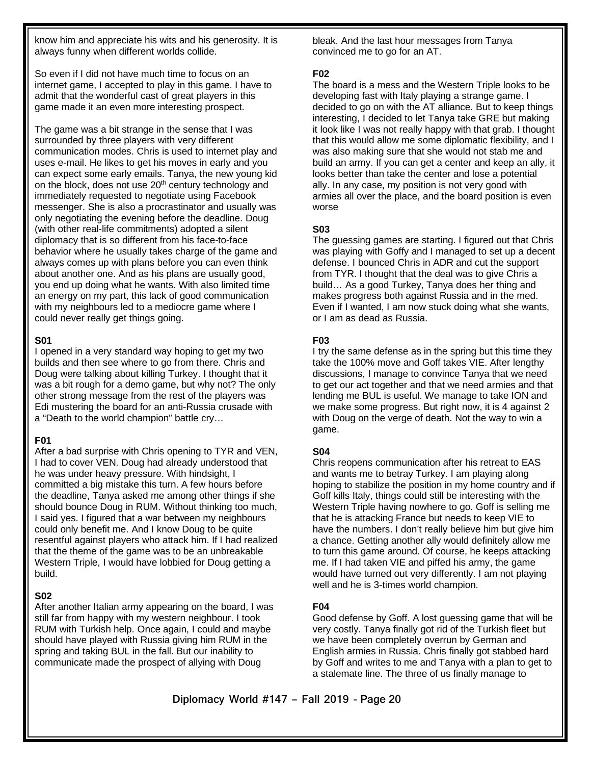know him and appreciate his wits and his generosity. It is always funny when different worlds collide.

So even if I did not have much time to focus on an internet game, I accepted to play in this game. I have to admit that the wonderful cast of great players in this game made it an even more interesting prospect.

The game was a bit strange in the sense that I was surrounded by three players with very different communication modes. Chris is used to internet play and uses e-mail. He likes to get his moves in early and you can expect some early emails. Tanya, the new young kid on the block, does not use 20th century technology and immediately requested to negotiate using Facebook messenger. She is also a procrastinator and usually was only negotiating the evening before the deadline. Doug (with other real-life commitments) adopted a silent diplomacy that is so different from his face-to-face behavior where he usually takes charge of the game and always comes up with plans before you can even think about another one. And as his plans are usually good, you end up doing what he wants. With also limited time an energy on my part, this lack of good communication with my neighbours led to a mediocre game where I could never really get things going.

**S01**

I opened in a very standard way hoping to get my two builds and then see where to go from there. Chris and Doug were talking about killing Turkey. I thought that it was a bit rough for a demo game, but why not? The only other strong message from the rest of the players was Edi mustering the board for an anti-Russia crusade with a "Death to the world champion" battle cry…

**F01**

After a bad surprise with Chris opening to TYR and VEN, I had to cover VEN. Doug had already understood that he was under heavy pressure. With hindsight, I committed a big mistake this turn. A few hours before the deadline, Tanya asked me among other things if she should bounce Doug in RUM. Without thinking too much, I said yes. I figured that a war between my neighbours could only benefit me. And I know Doug to be quite resentful against players who attack him. If I had realized that the theme of the game was to be an unbreakable Western Triple, I would have lobbied for Doug getting a build.

**S02**

After another Italian army appearing on the board, I was still far from happy with my western neighbour. I took RUM with Turkish help. Once again, I could and maybe should have played with Russia giving him RUM in the spring and taking BUL in the fall. But our inability to communicate made the prospect of allying with Doug bleak. And the last hour messages from Tanya convinced me to go for an AT.

**F02**

The board is a mess and the Western Triple looks to be developing fast with Italy playing a strange game. I decided to go on with the AT alliance. But to keep things interesting, I decided to let Tanya take GRE but making it look like I was not really happy with that grab. I thought that this would allow me some diplomatic flexibility, and I was also making sure that she would not stab me and build an army. If you can get a center and keep an ally, it looks better than take the center and lose a potential ally. In any case, my position is not very good with armies all over the place, and the board position is even worse

**S03**

The guessing games are starting. I figured out that Chris was playing with Goffy and I managed to set up a decent defense. I bounced Chris in ADR and cut the support from TYR. I thought that the deal was to give Chris a build… As a good Turkey, Tanya does her thing and makes progress both against Russia and in the med. Even if I wanted, I am now stuck doing what she wants, or I am as dead as Russia.

**F03**

I try the same defense as in the spring but this time they take the 100% move and Goff takes VIE. After lengthy discussions, I manage to convince Tanya that we need to get our act together and that we need armies and that lending me BUL is useful. We manage to take ION and we make some progress. But right now, it is 4 against 2 with Doug on the verge of death. Not the way to win a game.

**S04**

Chris reopens communication after his retreat to EAS and wants me to betray Turkey. I am playing along hoping to stabilize the position in my home country and if Goff kills Italy, things could still be interesting with the Western Triple having nowhere to go. Goff is selling me that he is attacking France but needs to keep VIE to have the numbers. I don't really believe him but give him a chance. Getting another ally would definitely allow me to turn this game around. Of course, he keeps attacking me. If I had taken VIE and piffed his army, the game would have turned out very differently. I am not playing well and he is 3-times world champion.

**F04**

Good defense by Goff. A lost guessing game that will be very costly. Tanya finally got rid of the Turkish fleet but we have been completely overrun by German and English armies in Russia. Chris finally got stabbed hard by Goff and writes to me and Tanya with a plan to get to a stalemate line. The three of us finally manage to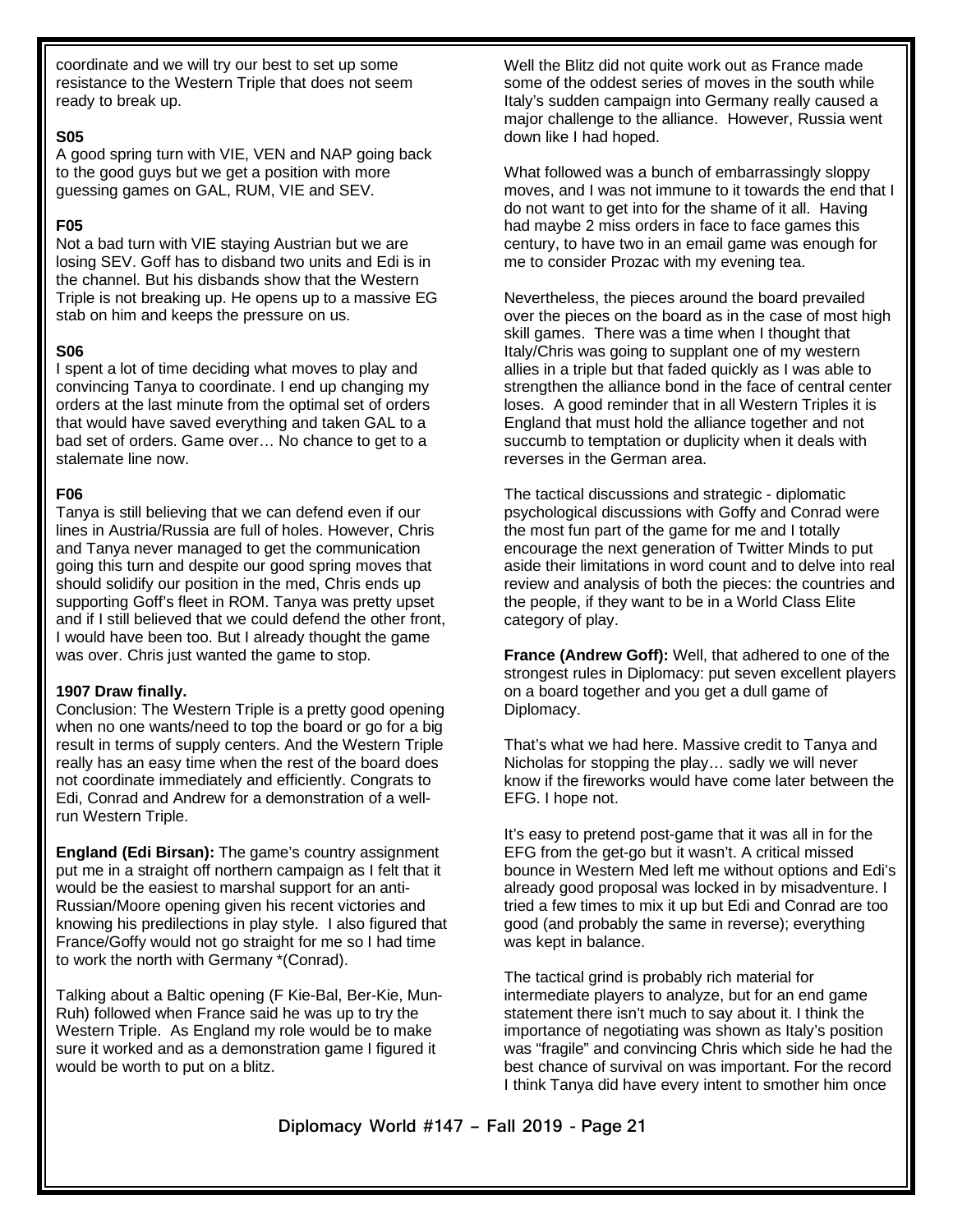coordinate and we will try our best to set up some resistance to the Western Triple that does not seem ready to break up.

**S05**

A good spring turn with VIE, VEN and NAP going back to the good guys but we get a position with more guessing games on GAL, RUM, VIE and SEV.

**F05**

Not a bad turn with VIE staying Austrian but we are losing SEV. Goff has to disband two units and Edi is in the channel. But his disbands show that the Western Triple is not breaking up. He opens up to a massive EG stab on him and keeps the pressure on us.

**S06**

I spent a lot of time deciding what moves to play and convincing Tanya to coordinate. I end up changing my orders at the last minute from the optimal set of orders that would have saved everything and taken GAL to a bad set of orders. Game over… No chance to get to a stalemate line now.

**F06**

Tanya is still believing that we can defend even if our lines in Austria/Russia are full of holes. However, Chris and Tanya never managed to get the communication going this turn and despite our good spring moves that should solidify our position in the med, Chris ends up supporting Goff's fleet in ROM. Tanya was pretty upset and if I still believed that we could defend the other front, I would have been too. But I already thought the game was over. Chris just wanted the game to stop.

**1907 Draw finally.**

Conclusion: The Western Triple is a pretty good opening when no one wants/need to top the board or go for a big result in terms of supply centers. And the Western Triple really has an easy time when the rest of the board does not coordinate immediately and efficiently. Congrats to Edi, Conrad and Andrew for a demonstration of a well-run Western Triple.

**England (Edi Birsan):** The game's country assignment put me in a straight off northern campaign as I felt that it would be the easiest to marshal support for an anti-Russian/Moore opening given his recent victories and knowing his predilections in play style. I also figured that France/Goffy would not go straight for me so I had time to work the north with Germany *(Conrad).

Talking about a Baltic opening (F Kie-Bal, Ber-Kie, Mun-Ruh) followed when France said he was up to try the Western Triple. As England my role would be to make sure it worked and as a demonstration game I figured it would be worth to put on a blitz.

Well the Blitz did not quite work out as France made some of the oddest series of moves in the south while Italy's sudden campaign into Germany really caused a major challenge to the alliance. However, Russia went down like I had hoped.

What followed was a bunch of embarrassingly sloppy moves, and I was not immune to it towards the end that I do not want to get into for the shame of it all. Having had maybe 2 miss orders in face to face games this century, to have two in an email game was enough for me to consider Prozac with my evening tea.

Nevertheless, the pieces around the board prevailed over the pieces on the board as in the case of most high skill games. There was a time when I thought that Italy/Chris was going to supplant one of my western allies in a triple but that faded quickly as I was able to strengthen the alliance bond in the face of central center loses. A good reminder that in all Western Triples it is England that must hold the alliance together and not succumb to temptation or duplicity when it deals with reverses in the German area.

The tactical discussions and strategic - diplomatic psychological discussions with Goffy and Conrad were the most fun part of the game for me and I totally encourage the next generation of Twitter Minds to put aside their limitations in word count and to delve into real review and analysis of both the pieces: the countries and the people, if they want to be in a World Class Elite category of play.

**France (Andrew Goff):** Well, that adhered to one of the strongest rules in Diplomacy: put seven excellent players on a board together and you get a dull game of Diplomacy.

That's what we had here. Massive credit to Tanya and Nicholas for stopping the play… sadly we will never know if the fireworks would have come later between the EFG. I hope not.

It's easy to pretend post-game that it was all in for the EFG from the get-go but it wasn't. A critical missed bounce in Western Med left me without options and Edi's already good proposal was locked in by misadventure. I tried a few times to mix it up but Edi and Conrad are too good (and probably the same in reverse); everything was kept in balance.

The tactical grind is probably rich material for intermediate players to analyze, but for an end game statement there isn't much to say about it. I think the importance of negotiating was shown as Italy's position was "fragile" and convincing Chris which side he had the best chance of survival on was important. For the record I think Tanya did have every intent to smother him once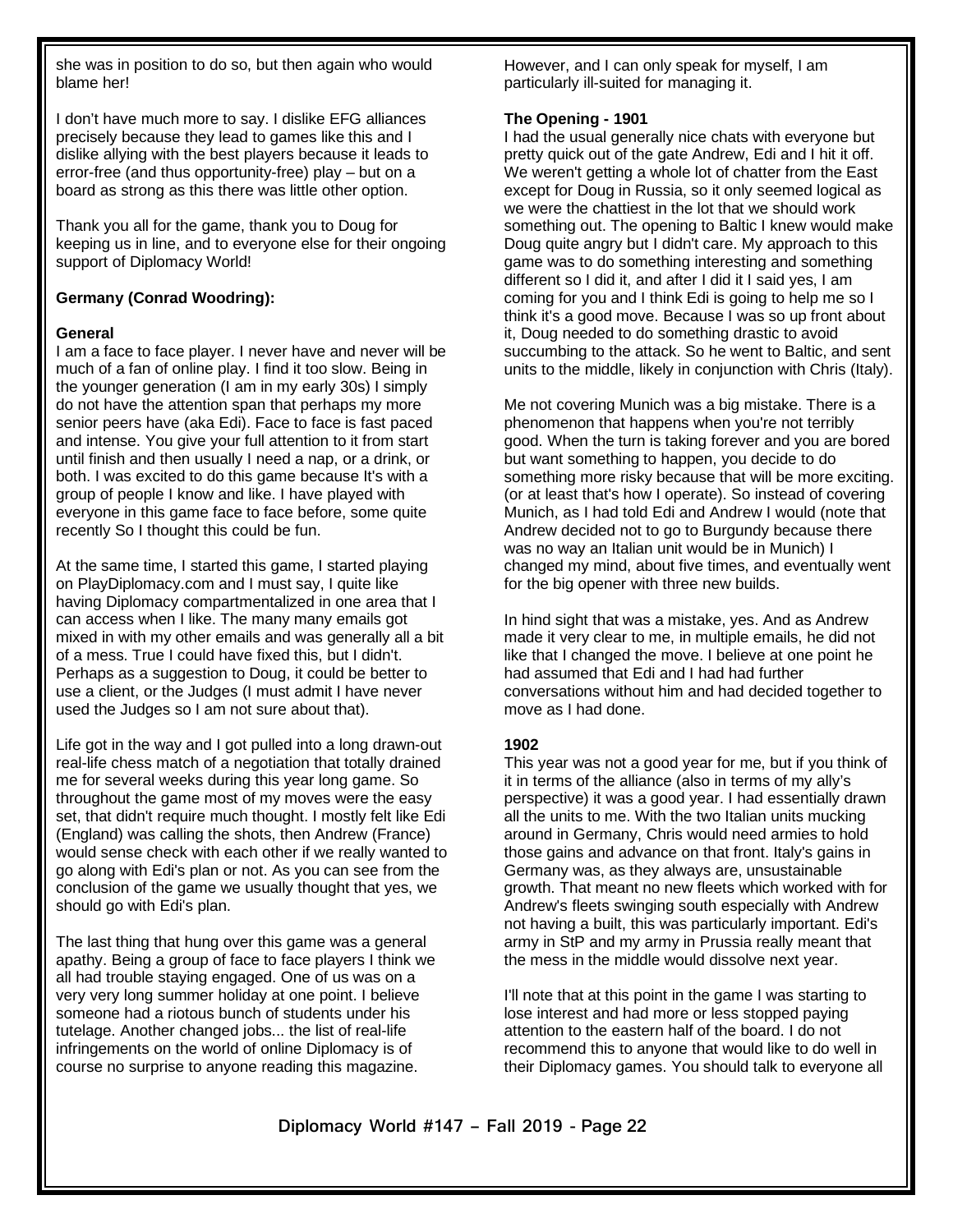she was in position to do so, but then again who would blame her!

I don't have much more to say. I dislike EFG alliances precisely because they lead to games like this and I dislike allying with the best players because it leads to error-free (and thus opportunity-free) play – but on a board as strong as this there was little other option.

Thank you all for the game, thank you to Doug for keeping us in line, and to everyone else for their ongoing support of Diplomacy World!

**Germany (Conrad Woodring):**

**General**

I am a face to face player. I never have and never will be much of a fan of online play. I find it too slow. Being in the younger generation (I am in my early 30s) I simply do not have the attention span that perhaps my more senior peers have (aka Edi). Face to face is fast paced and intense. You give your full attention to it from start until finish and then usually I need a nap, or a drink, or both. I was excited to do this game because It's with a group of people I know and like. I have played with everyone in this game face to face before, some quite recently So I thought this could be fun.

At the same time, I started this game, I started playing on PlayDiplomacy.com and I must say, I quite like having Diplomacy compartmentalized in one area that I can access when I like. The many many emails got mixed in with my other emails and was generally all a bit of a mess. True I could have fixed this, but I didn't. Perhaps as a suggestion to Doug, it could be better to use a client, or the Judges (I must admit I have never used the Judges so I am not sure about that).

Life got in the way and I got pulled into a long drawn-out real-life chess match of a negotiation that totally drained me for several weeks during this year long game. So throughout the game most of my moves were the easy set, that didn't require much thought. I mostly felt like Edi (England) was calling the shots, then Andrew (France) would sense check with each other if we really wanted to go along with Edi's plan or not. As you can see from the conclusion of the game we usually thought that yes, we should go with Edi's plan.

The last thing that hung over this game was a general apathy. Being a group of face to face players I think we all had trouble staying engaged. One of us was on a very very long summer holiday at one point. I believe someone had a riotous bunch of students under his tutelage. Another changed jobs... the list of real-life infringements on the world of online Diplomacy is of course no surprise to anyone reading this magazine. However, and I can only speak for myself, I am particularly ill-suited for managing it.

**The Opening - 1901**

I had the usual generally nice chats with everyone but pretty quick out of the gate Andrew, Edi and I hit it off. We weren't getting a whole lot of chatter from the East except for Doug in Russia, so it only seemed logical as we were the chattiest in the lot that we should work something out. The opening to Baltic I knew would make Doug quite angry but I didn't care. My approach to this game was to do something interesting and something different so I did it, and after I did it I said yes, I am coming for you and I think Edi is going to help me so I think it's a good move. Because I was so up front about it, Doug needed to do something drastic to avoid succumbing to the attack. So he went to Baltic, and sent units to the middle, likely in conjunction with Chris (Italy).

Me not covering Munich was a big mistake. There is a phenomenon that happens when you're not terribly good. When the turn is taking forever and you are bored but want something to happen, you decide to do something more risky because that will be more exciting. (or at least that's how I operate). So instead of covering Munich, as I had told Edi and Andrew I would (note that Andrew decided not to go to Burgundy because there was no way an Italian unit would be in Munich) I changed my mind, about five times, and eventually went for the big opener with three new builds.

In hind sight that was a mistake, yes. And as Andrew made it very clear to me, in multiple emails, he did not like that I changed the move. I believe at one point he had assumed that Edi and I had had further conversations without him and had decided together to move as I had done.

**1902**

This year was not a good year for me, but if you think of it in terms of the alliance (also in terms of my ally's perspective) it was a good year. I had essentially drawn all the units to me. With the two Italian units mucking around in Germany, Chris would need armies to hold those gains and advance on that front. Italy's gains in Germany was, as they always are, unsustainable growth. That meant no new fleets which worked with for Andrew's fleets swinging south especially with Andrew not having a built, this was particularly important. Edi's army in StP and my army in Prussia really meant that the mess in the middle would dissolve next year.

I'll note that at this point in the game I was starting to lose interest and had more or less stopped paying attention to the eastern half of the board. I do not recommend this to anyone that would like to do well in their Diplomacy games. You should talk to everyone all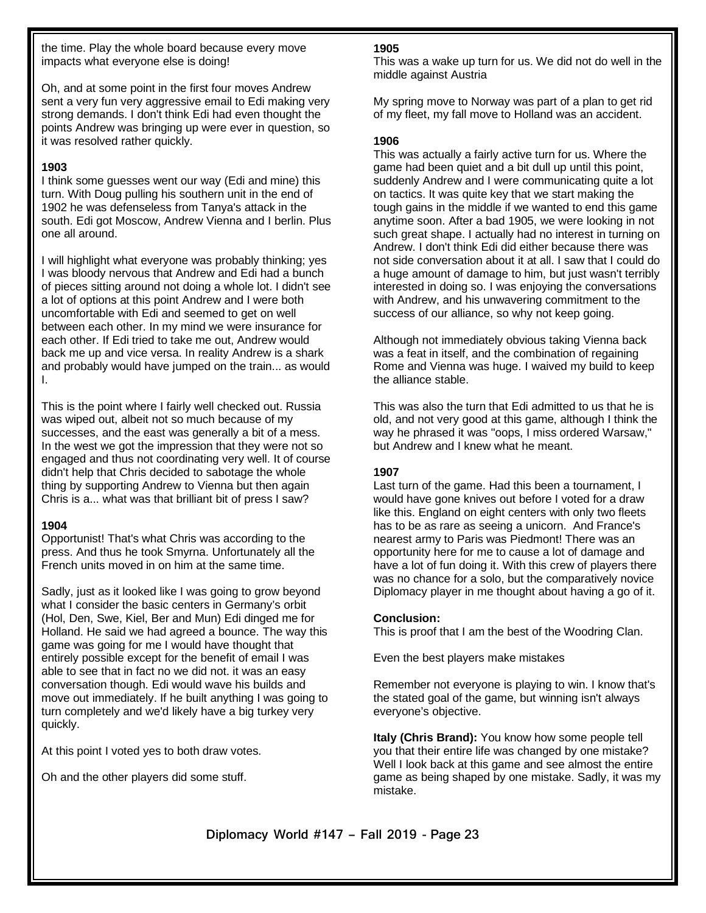the time. Play the whole board because every move impacts what everyone else is doing!

Oh, and at some point in the first four moves Andrew sent a very fun very aggressive email to Edi making very strong demands. I don't think Edi had even thought the points Andrew was bringing up were ever in question, so it was resolved rather quickly.

**1903**

I think some guesses went our way (Edi and mine) this turn. With Doug pulling his southern unit in the end of 1902 he was defenseless from Tanya's attack in the south. Edi got Moscow, Andrew Vienna and I berlin. Plus one all around.

I will highlight what everyone was probably thinking; yes I was bloody nervous that Andrew and Edi had a bunch of pieces sitting around not doing a whole lot. I didn't see a lot of options at this point Andrew and I were both uncomfortable with Edi and seemed to get on well between each other. In my mind we were insurance for each other. If Edi tried to take me out, Andrew would back me up and vice versa. In reality Andrew is a shark and probably would have jumped on the train... as would I.

This is the point where I fairly well checked out. Russia was wiped out, albeit not so much because of my successes, and the east was generally a bit of a mess. In the west we got the impression that they were not so engaged and thus not coordinating very well. It of course didn't help that Chris decided to sabotage the whole thing by supporting Andrew to Vienna but then again Chris is a... what was that brilliant bit of press I saw?

**1904**

Opportunist! That's what Chris was according to the press. And thus he took Smyrna. Unfortunately all the French units moved in on him at the same time.

Sadly, just as it looked like I was going to grow beyond what I consider the basic centers in Germany's orbit (Hol, Den, Swe, Kiel, Ber and Mun) Edi dinged me for Holland. He said we had agreed a bounce. The way this game was going for me I would have thought that entirely possible except for the benefit of email I was able to see that in fact no we did not. it was an easy conversation though. Edi would wave his builds and move out immediately. If he built anything I was going to turn completely and we'd likely have a big turkey very quickly.

At this point I voted yes to both draw votes.

Oh and the other players did some stuff.

**1905**

This was a wake up turn for us. We did not do well in the middle against Austria

My spring move to Norway was part of a plan to get rid of my fleet, my fall move to Holland was an accident.

**1906**

This was actually a fairly active turn for us. Where the game had been quiet and a bit dull up until this point, suddenly Andrew and I were communicating quite a lot on tactics. It was quite key that we start making the tough gains in the middle if we wanted to end this game anytime soon. After a bad 1905, we were looking in not such great shape. I actually had no interest in turning on Andrew. I don't think Edi did either because there was not side conversation about it at all. I saw that I could do a huge amount of damage to him, but just wasn't terribly interested in doing so. I was enjoying the conversations with Andrew, and his unwavering commitment to the success of our alliance, so why not keep going.

Although not immediately obvious taking Vienna back was a feat in itself, and the combination of regaining Rome and Vienna was huge. I waived my build to keep the alliance stable.

This was also the turn that Edi admitted to us that he is old, and not very good at this game, although I think the way he phrased it was "oops, I miss ordered Warsaw," but Andrew and I knew what he meant.

**1907**

Last turn of the game. Had this been a tournament, I would have gone knives out before I voted for a draw like this. England on eight centers with only two fleets has to be as rare as seeing a unicorn. And France's nearest army to Paris was Piedmont! There was an opportunity here for me to cause a lot of damage and have a lot of fun doing it. With this crew of players there was no chance for a solo, but the comparatively novice Diplomacy player in me thought about having a go of it.

**Conclusion:**

This is proof that I am the best of the Woodring Clan.

Even the best players make mistakes

Remember not everyone is playing to win. I know that's the stated goal of the game, but winning isn't always everyone's objective.

**Italy (Chris Brand):** You know how some people tell you that their entire life was changed by one mistake? Well I look back at this game and see almost the entire game as being shaped by one mistake. Sadly, it was my mistake.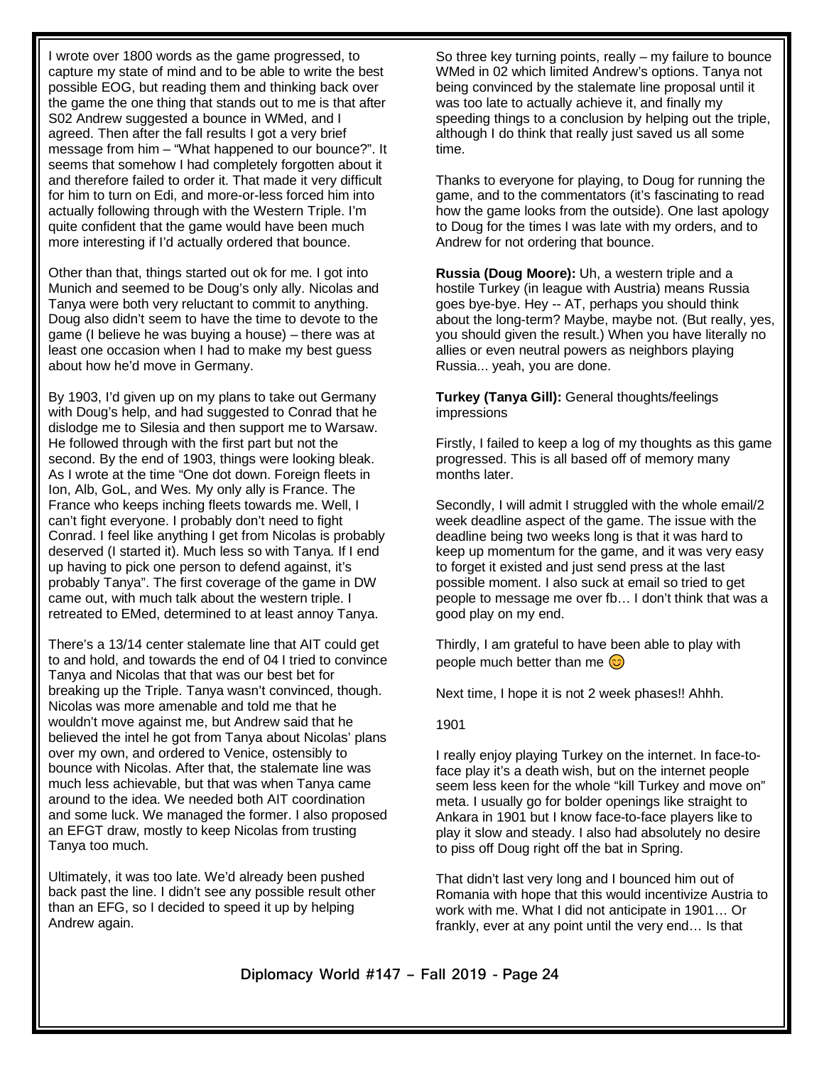I wrote over 1800 words as the game progressed, to capture my state of mind and to be able to write the best possible EOG, but reading them and thinking back over the game the one thing that stands out to me is that after S02 Andrew suggested a bounce in WMed, and I agreed. Then after the fall results I got a very brief message from him – "What happened to our bounce?". It seems that somehow I had completely forgotten about it and therefore failed to order it. That made it very difficult for him to turn on Edi, and more-or-less forced him into actually following through with the Western Triple. I'm quite confident that the game would have been much more interesting if I'd actually ordered that bounce.

Other than that, things started out ok for me. I got into Munich and seemed to be Doug's only ally. Nicolas and Tanya were both very reluctant to commit to anything. Doug also didn't seem to have the time to devote to the game (I believe he was buying a house) – there was at least one occasion when I had to make my best guess about how he'd move in Germany.

By 1903, I'd given up on my plans to take out Germany with Doug's help, and had suggested to Conrad that he dislodge me to Silesia and then support me to Warsaw. He followed through with the first part but not the second. By the end of 1903, things were looking bleak. As I wrote at the time "One dot down. Foreign fleets in Ion, Alb, GoL, and Wes. My only ally is France. The France who keeps inching fleets towards me. Well, I can't fight everyone. I probably don't need to fight Conrad. I feel like anything I get from Nicolas is probably deserved (I started it). Much less so with Tanya. If I end up having to pick one person to defend against, it's probably Tanya". The first coverage of the game in DW came out, with much talk about the western triple. I retreated to EMed, determined to at least annoy Tanya.

There's a 13/14 center stalemate line that AIT could get to and hold, and towards the end of 04 I tried to convince Tanya and Nicolas that that was our best bet for breaking up the Triple. Tanya wasn't convinced, though. Nicolas was more amenable and told me that he wouldn't move against me, but Andrew said that he believed the intel he got from Tanya about Nicolas' plans over my own, and ordered to Venice, ostensibly to bounce with Nicolas. After that, the stalemate line was much less achievable, but that was when Tanya came around to the idea. We needed both AIT coordination and some luck. We managed the former. I also proposed an EFGT draw, mostly to keep Nicolas from trusting Tanya too much.

Ultimately, it was too late. We'd already been pushed back past the line. I didn't see any possible result other than an EFG, so I decided to speed it up by helping Andrew again.

So three key turning points, really – my failure to bounce WMed in 02 which limited Andrew's options. Tanya not being convinced by the stalemate line proposal until it was too late to actually achieve it, and finally my speeding things to a conclusion by helping out the triple, although I do think that really just saved us all some time.

Thanks to everyone for playing, to Doug for running the game, and to the commentators (it's fascinating to read how the game looks from the outside). One last apology to Doug for the times I was late with my orders, and to Andrew for not ordering that bounce.

**Russia (Doug Moore):** Uh, a western triple and a hostile Turkey (in league with Austria) means Russia goes bye-bye. Hey -- AT, perhaps you should think about the long-term? Maybe, maybe not. (But really, yes, you should given the result.) When you have literally no allies or even neutral powers as neighbors playing Russia... yeah, you are done.

**Turkey (Tanya Gill):** General thoughts/feelings impressions

Firstly, I failed to keep a log of my thoughts as this game progressed. This is all based off of memory many months later.

Secondly, I will admit I struggled with the whole email/2 week deadline aspect of the game. The issue with the deadline being two weeks long is that it was hard to keep up momentum for the game, and it was very easy to forget it existed and just send press at the last possible moment. I also suck at email so tried to get people to message me over fb… I don't think that was a good play on my end.

Thirdly, I am grateful to have been able to play with people much better than me 😊

Next time, I hope it is not 2 week phases!! Ahhh.

1901

I really enjoy playing Turkey on the internet. In face-to-face play it's a death wish, but on the internet people seem less keen for the whole "kill Turkey and move on" meta. I usually go for bolder openings like straight to Ankara in 1901 but I know face-to-face players like to play it slow and steady. I also had absolutely no desire to piss off Doug right off the bat in Spring.

That didn't last very long and I bounced him out of Romania with hope that this would incentivize Austria to work with me. What I did not anticipate in 1901… Or frankly, ever at any point until the very end… Is that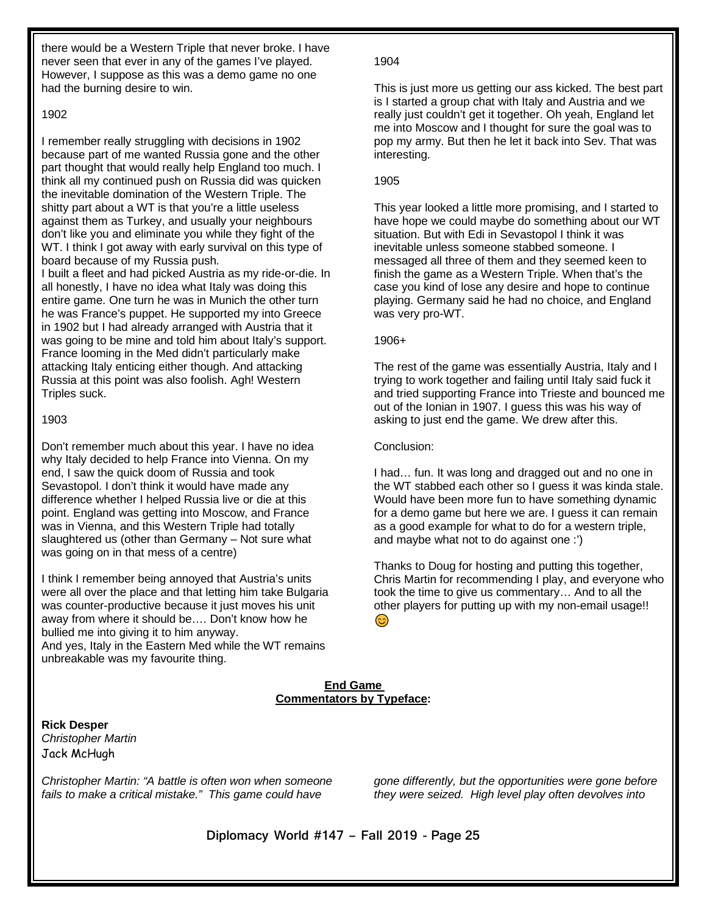there would be a Western Triple that never broke. I have never seen that ever in any of the games I've played. However, I suppose as this was a demo game no one had the burning desire to win.

1902

I remember really struggling with decisions in 1902 because part of me wanted Russia gone and the other part thought that would really help England too much. I think all my continued push on Russia did was quicken the inevitable domination of the Western Triple. The shitty part about a WT is that you're a little useless against them as Turkey, and usually your neighbours don't like you and eliminate you while they fight of the WT. I think I got away with early survival on this type of board because of my Russia push.
I built a fleet and had picked Austria as my ride-or-die. In all honestly, I have no idea what Italy was doing this entire game. One turn he was in Munich the other turn he was France's puppet. He supported my into Greece in 1902 but I had already arranged with Austria that it was going to be mine and told him about Italy's support. France looming in the Med didn't particularly make attacking Italy enticing either though. And attacking Russia at this point was also foolish. Agh! Western Triples suck.

1903

Don't remember much about this year. I have no idea why Italy decided to help France into Vienna. On my end, I saw the quick doom of Russia and took Sevastopol. I don't think it would have made any difference whether I helped Russia live or die at this point. England was getting into Moscow, and France was in Vienna, and this Western Triple had totally slaughtered us (other than Germany – Not sure what was going on in that mess of a centre)

I think I remember being annoyed that Austria's units were all over the place and that letting him take Bulgaria was counter-productive because it just moves his unit away from where it should be…. Don't know how he bullied me into giving it to him anyway.
And yes, Italy in the Eastern Med while the WT remains unbreakable was my favourite thing.

1904

This is just more us getting our ass kicked. The best part is I started a group chat with Italy and Austria and we really just couldn't get it together. Oh yeah, England let me into Moscow and I thought for sure the goal was to pop my army. But then he let it back into Sev. That was interesting.

1905

This year looked a little more promising, and I started to have hope we could maybe do something about our WT situation. But with Edi in Sevastopol I think it was inevitable unless someone stabbed someone. I messaged all three of them and they seemed keen to finish the game as a Western Triple. When that's the case you kind of lose any desire and hope to continue playing. Germany said he had no choice, and England was very pro-WT.

1906+

The rest of the game was essentially Austria, Italy and I trying to work together and failing until Italy said fuck it and tried supporting France into Trieste and bounced me out of the Ionian in 1907. I guess this was his way of asking to just end the game. We drew after this.

Conclusion:

I had… fun. It was long and dragged out and no one in the WT stabbed each other so I guess it was kinda stale. Would have been more fun to have something dynamic for a demo game but here we are. I guess it can remain as a good example for what to do for a western triple, and maybe what not to do against one :')

Thanks to Doug for hosting and putting this together, Chris Martin for recommending I play, and everyone who took the time to give us commentary… And to all the other players for putting up with my non-email usage!! 😊

**End Game**
**Commentators by Typeface:**

**Rick Desper**
*Christopher Martin*
Jack McHugh

*Christopher Martin: "A battle is often won when someone fails to make a critical mistake." This game could have gone differently, but the opportunities were gone before they were seized. High level play often devolves into*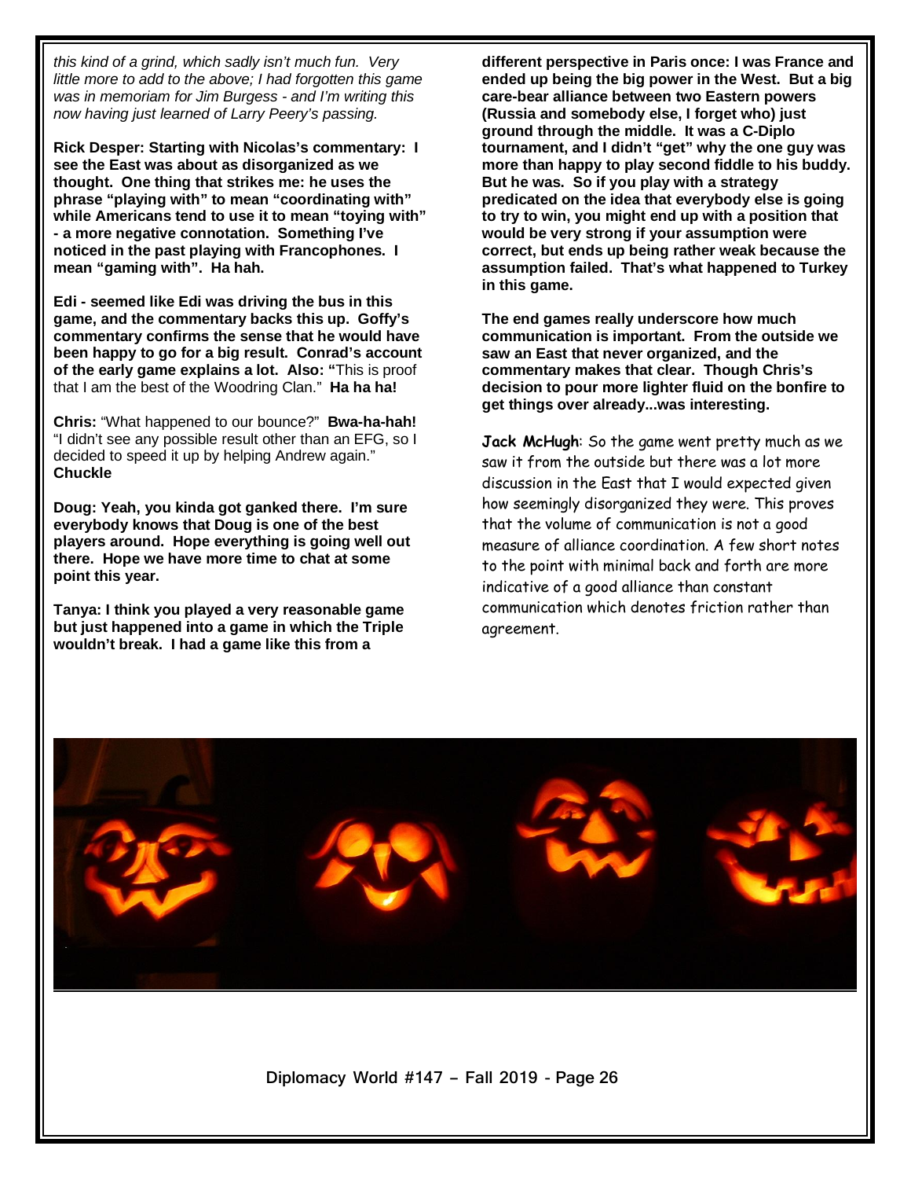*this kind of a grind, which sadly isn't much fun. Very little more to add to the above; I had forgotten this game was in memoriam for Jim Burgess - and I'm writing this now having just learned of Larry Peery's passing.*

**Rick Desper: Starting with Nicolas's commentary: I see the East was about as disorganized as we thought. One thing that strikes me: he uses the phrase "playing with" to mean "coordinating with" while Americans tend to use it to mean "toying with" - a more negative connotation. Something I've noticed in the past playing with Francophones. I mean "gaming with". Ha hah.**

**Edi - seemed like Edi was driving the bus in this game, and the commentary backs this up. Goffy's commentary confirms the sense that he would have been happy to go for a big result. Conrad's account of the early game explains a lot. Also: "**This is proof that I am the best of the Woodring Clan." **Ha ha ha!**

**Chris:** "What happened to our bounce?" **Bwa-ha-hah!** "I didn't see any possible result other than an EFG, so I decided to speed it up by helping Andrew again." **Chuckle**

**Doug: Yeah, you kinda got ganked there. I'm sure everybody knows that Doug is one of the best players around. Hope everything is going well out there. Hope we have more time to chat at some point this year.**

**Tanya: I think you played a very reasonable game but just happened into a game in which the Triple wouldn't break. I had a game like this from a different perspective in Paris once: I was France and ended up being the big power in the West. But a big care-bear alliance between two Eastern powers (Russia and somebody else, I forget who) just ground through the middle. It was a C-Diplo tournament, and I didn't "get" why the one guy was more than happy to play second fiddle to his buddy. But he was. So if you play with a strategy predicated on the idea that everybody else is going to try to win, you might end up with a position that would be very strong if your assumption were correct, but ends up being rather weak because the assumption failed. That's what happened to Turkey in this game.**

**The end games really underscore how much communication is important. From the outside we saw an East that never organized, and the commentary makes that clear. Though Chris's decision to pour more lighter fluid on the bonfire to get things over already...was interesting.**

**Jack McHugh**: So the game went pretty much as we saw it from the outside but there was a lot more discussion in the East that I would expected given how seemingly disorganized they were. This proves that the volume of communication is not a good measure of alliance coordination. A few short notes to the point with minimal back and forth are more indicative of a good alliance than constant communication which denotes friction rather than agreement.